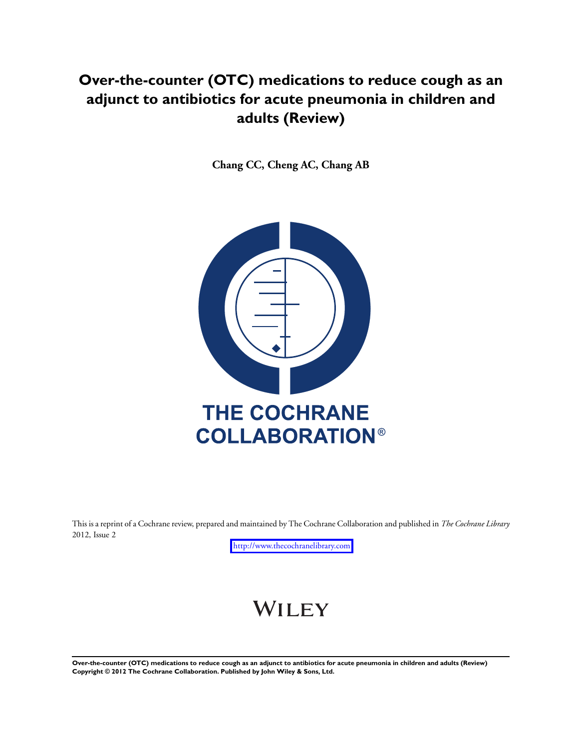# Over-the-counter (OTC) medications to reduce cough as an adjunct to antibiotics for acute pneumonia in children and adults (Review)

**Chang CC, Cheng AC, Chang AB**

THE COCHRANE COLLABORATION®

This is a reprint of a Cochrane review, prepared and maintained by The Cochrane Collaboration and published in *The Cochrane Library* 2012, Issue 2

http://www.thecochranelibrary.com

WILEY

**Over-the-counter (OTC) medications to reduce cough as an adjunct to antibiotics for acute pneumonia in children and adults (Review)**
**Copyright © 2012 The Cochrane Collaboration. Published by John Wiley & Sons, Ltd.**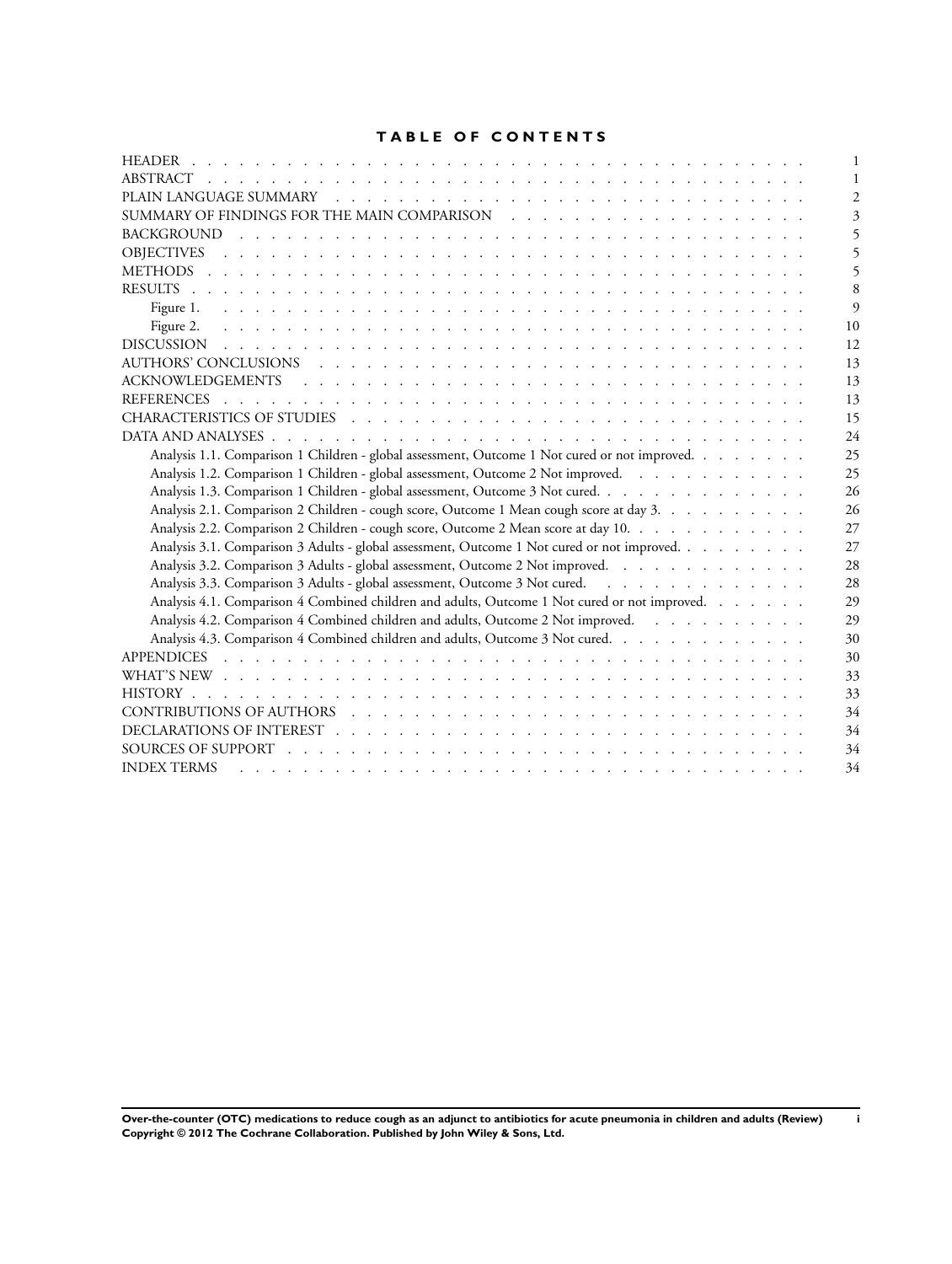# TABLE OF CONTENTS

| | |
|---|---|
| HEADER | 1 |
| ABSTRACT | 1 |
| PLAIN LANGUAGE SUMMARY | 2 |
| SUMMARY OF FINDINGS FOR THE MAIN COMPARISON | 3 |
| BACKGROUND | 5 |
| OBJECTIVES | 5 |
| METHODS | 5 |
| RESULTS | 8 |
| Figure 1. | 9 |
| Figure 2. | 10 |
| DISCUSSION | 12 |
| AUTHORS' CONCLUSIONS | 13 |
| ACKNOWLEDGEMENTS | 13 |
| REFERENCES | 13 |
| CHARACTERISTICS OF STUDIES | 15 |
| DATA AND ANALYSES | 24 |
| Analysis 1.1. Comparison 1 Children - global assessment, Outcome 1 Not cured or not improved. | 25 |
| Analysis 1.2. Comparison 1 Children - global assessment, Outcome 2 Not improved. | 25 |
| Analysis 1.3. Comparison 1 Children - global assessment, Outcome 3 Not cured. | 26 |
| Analysis 2.1. Comparison 2 Children - cough score, Outcome 1 Mean cough score at day 3. | 26 |
| Analysis 2.2. Comparison 2 Children - cough score, Outcome 2 Mean score at day 10. | 27 |
| Analysis 3.1. Comparison 3 Adults - global assessment, Outcome 1 Not cured or not improved. | 27 |
| Analysis 3.2. Comparison 3 Adults - global assessment, Outcome 2 Not improved. | 28 |
| Analysis 3.3. Comparison 3 Adults - global assessment, Outcome 3 Not cured. | 28 |
| Analysis 4.1. Comparison 4 Combined children and adults, Outcome 1 Not cured or not improved. | 29 |
| Analysis 4.2. Comparison 4 Combined children and adults, Outcome 2 Not improved. | 29 |
| Analysis 4.3. Comparison 4 Combined children and adults, Outcome 3 Not cured. | 30 |
| APPENDICES | 30 |
| WHAT'S NEW | 33 |
| HISTORY | 33 |
| CONTRIBUTIONS OF AUTHORS | 34 |
| DECLARATIONS OF INTEREST | 34 |
| SOURCES OF SUPPORT | 34 |
| INDEX TERMS | 34 |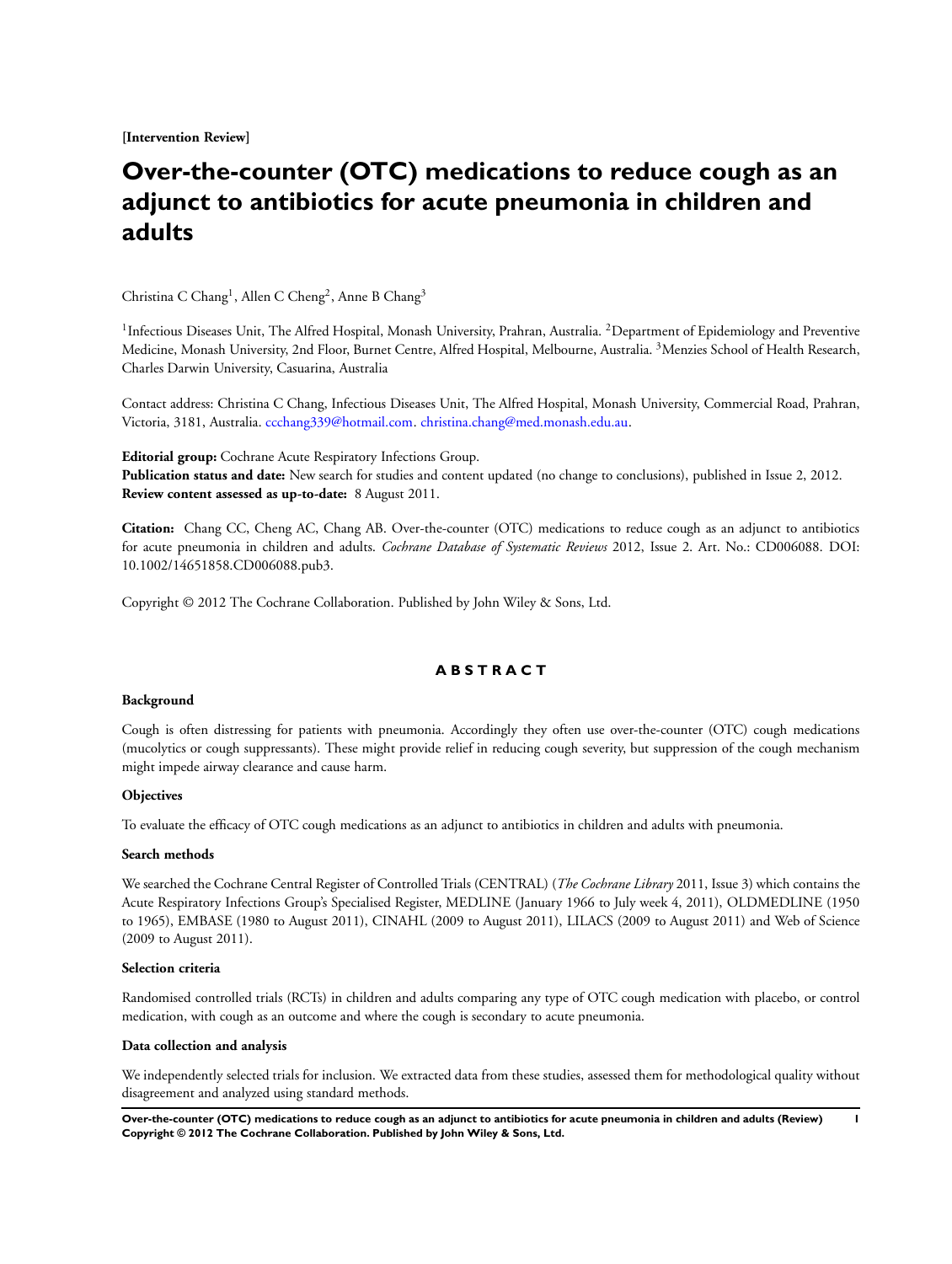[Intervention Review]

# Over-the-counter (OTC) medications to reduce cough as an adjunct to antibiotics for acute pneumonia in children and adults

Christina C Chang[1], Allen C Cheng[2], Anne B Chang[3]

[1]Infectious Diseases Unit, The Alfred Hospital, Monash University, Prahran, Australia. [2]Department of Epidemiology and Preventive Medicine, Monash University, 2nd Floor, Burnet Centre, Alfred Hospital, Melbourne, Australia. [3]Menzies School of Health Research, Charles Darwin University, Casuarina, Australia

Contact address: Christina C Chang, Infectious Diseases Unit, The Alfred Hospital, Monash University, Commercial Road, Prahran, Victoria, 3181, Australia. ccchang339@hotmail.com. christina.chang@med.monash.edu.au.

**Editorial group:** Cochrane Acute Respiratory Infections Group.
**Publication status and date:** New search for studies and content updated (no change to conclusions), published in Issue 2, 2012.
**Review content assessed as up-to-date:** 8 August 2011.

**Citation:** Chang CC, Cheng AC, Chang AB. Over-the-counter (OTC) medications to reduce cough as an adjunct to antibiotics for acute pneumonia in children and adults. *Cochrane Database of Systematic Reviews* 2012, Issue 2. Art. No.: CD006088. DOI: 10.1002/14651858.CD006088.pub3.

Copyright © 2012 The Cochrane Collaboration. Published by John Wiley & Sons, Ltd.

## ABSTRACT

### Background

Cough is often distressing for patients with pneumonia. Accordingly they often use over-the-counter (OTC) cough medications (mucolytics or cough suppressants). These might provide relief in reducing cough severity, but suppression of the cough mechanism might impede airway clearance and cause harm.

### Objectives

To evaluate the efficacy of OTC cough medications as an adjunct to antibiotics in children and adults with pneumonia.

### Search methods

We searched the Cochrane Central Register of Controlled Trials (CENTRAL) (*The Cochrane Library* 2011, Issue 3) which contains the Acute Respiratory Infections Group's Specialised Register, MEDLINE (January 1966 to July week 4, 2011), OLDMEDLINE (1950 to 1965), EMBASE (1980 to August 2011), CINAHL (2009 to August 2011), LILACS (2009 to August 2011) and Web of Science (2009 to August 2011).

### Selection criteria

Randomised controlled trials (RCTs) in children and adults comparing any type of OTC cough medication with placebo, or control medication, with cough as an outcome and where the cough is secondary to acute pneumonia.

### Data collection and analysis

We independently selected trials for inclusion. We extracted data from these studies, assessed them for methodological quality without disagreement and analyzed using standard methods.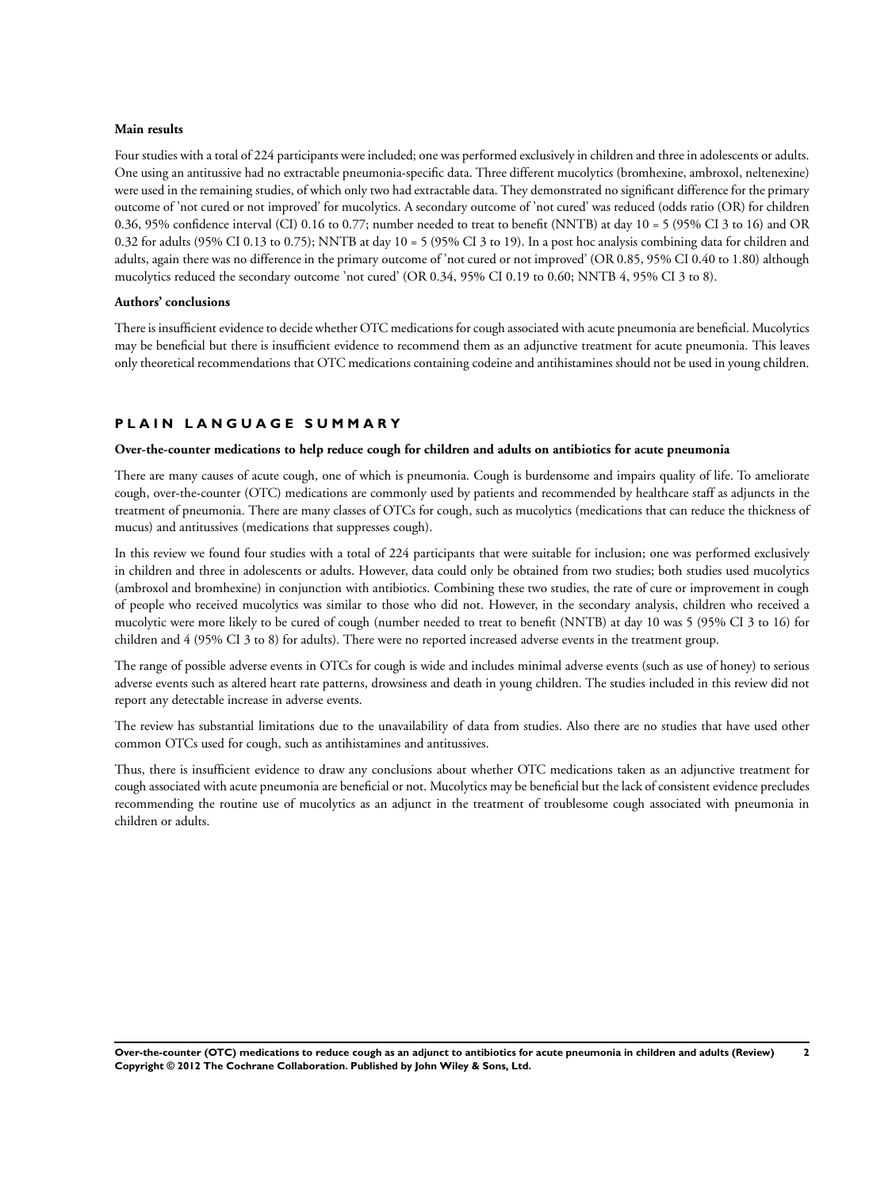**Main results**

Four studies with a total of 224 participants were included; one was performed exclusively in children and three in adolescents or adults. One using an antitussive had no extractable pneumonia-specific data. Three different mucolytics (bromhexine, ambroxol, neltenexine) were used in the remaining studies, of which only two had extractable data. They demonstrated no significant difference for the primary outcome of 'not cured or not improved' for mucolytics. A secondary outcome of 'not cured' was reduced (odds ratio (OR) for children 0.36, 95% confidence interval (CI) 0.16 to 0.77; number needed to treat to benefit (NNTB) at day 10 = 5 (95% CI 3 to 16) and OR 0.32 for adults (95% CI 0.13 to 0.75); NNTB at day 10 = 5 (95% CI 3 to 19). In a post hoc analysis combining data for children and adults, again there was no difference in the primary outcome of 'not cured or not improved' (OR 0.85, 95% CI 0.40 to 1.80) although mucolytics reduced the secondary outcome 'not cured' (OR 0.34, 95% CI 0.19 to 0.60; NNTB 4, 95% CI 3 to 8).

**Authors' conclusions**

There is insufficient evidence to decide whether OTC medications for cough associated with acute pneumonia are beneficial. Mucolytics may be beneficial but there is insufficient evidence to recommend them as an adjunctive treatment for acute pneumonia. This leaves only theoretical recommendations that OTC medications containing codeine and antihistamines should not be used in young children.

## PLAIN LANGUAGE SUMMARY

**Over-the-counter medications to help reduce cough for children and adults on antibiotics for acute pneumonia**

There are many causes of acute cough, one of which is pneumonia. Cough is burdensome and impairs quality of life. To ameliorate cough, over-the-counter (OTC) medications are commonly used by patients and recommended by healthcare staff as adjuncts in the treatment of pneumonia. There are many classes of OTCs for cough, such as mucolytics (medications that can reduce the thickness of mucus) and antitussives (medications that suppresses cough).

In this review we found four studies with a total of 224 participants that were suitable for inclusion; one was performed exclusively in children and three in adolescents or adults. However, data could only be obtained from two studies; both studies used mucolytics (ambroxol and bromhexine) in conjunction with antibiotics. Combining these two studies, the rate of cure or improvement in cough of people who received mucolytics was similar to those who did not. However, in the secondary analysis, children who received a mucolytic were more likely to be cured of cough (number needed to treat to benefit (NNTB) at day 10 was 5 (95% CI 3 to 16) for children and 4 (95% CI 3 to 8) for adults). There were no reported increased adverse events in the treatment group.

The range of possible adverse events in OTCs for cough is wide and includes minimal adverse events (such as use of honey) to serious adverse events such as altered heart rate patterns, drowsiness and death in young children. The studies included in this review did not report any detectable increase in adverse events.

The review has substantial limitations due to the unavailability of data from studies. Also there are no studies that have used other common OTCs used for cough, such as antihistamines and antitussives.

Thus, there is insufficient evidence to draw any conclusions about whether OTC medications taken as an adjunctive treatment for cough associated with acute pneumonia are beneficial or not. Mucolytics may be beneficial but the lack of consistent evidence precludes recommending the routine use of mucolytics as an adjunct in the treatment of troublesome cough associated with pneumonia in children or adults.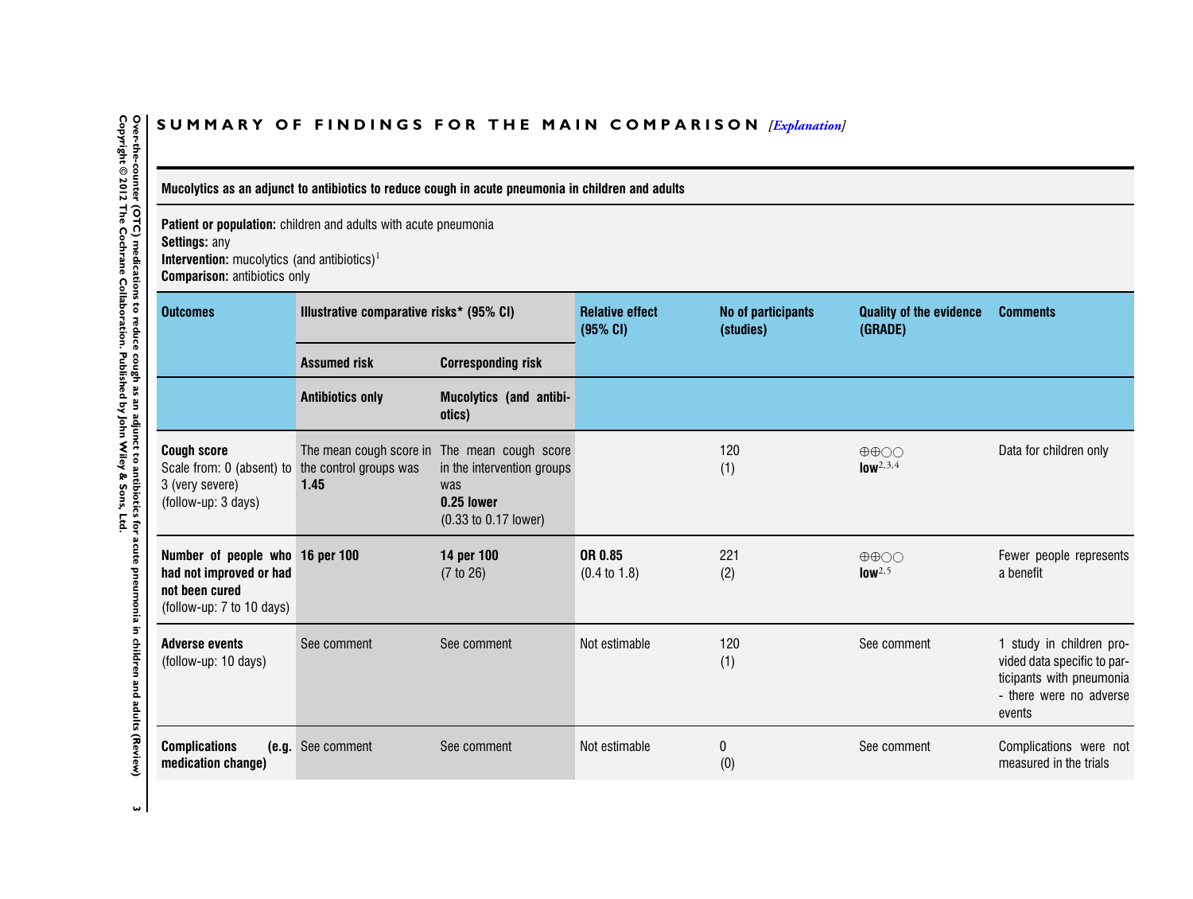## SUMMARY OF FINDINGS FOR THE MAIN COMPARISON *[Explanation]*

**Mucolytics as an adjunct to antibiotics to reduce cough in acute pneumonia in children and adults**

**Patient or population:** children and adults with acute pneumonia
**Settings:** any
**Intervention:** mucolytics (and antibiotics)[1]
**Comparison:** antibiotics only

| Outcomes | Illustrative comparative risks* (95% CI) | | Relative effect (95% CI) | No of participants (studies) | Quality of the evidence (GRADE) | Comments |
|---|---|---|---|---|---|---|
| | Assumed risk | Corresponding risk | | | | |
| | **Antibiotics only** | **Mucolytics (and antibiotics)** | | | | |
| **Cough score** Scale from: 0 (absent) to 3 (very severe) (follow-up: 3 days) | The mean cough score in the control groups was **1.45** | The mean cough score in the intervention groups was **0.25 lower** (0.33 to 0.17 lower) | | 120 (1) | ⊕⊕○○ **low**[2,3,4] | Data for children only |
| **Number of people who had not improved or had not been cured** (follow-up: 7 to 10 days) | **16 per 100** | **14 per 100** (7 to 26) | **OR 0.85** (0.4 to 1.8) | 221 (2) | ⊕⊕○○ **low**[2,5] | Fewer people represents a benefit |
| **Adverse events** (follow-up: 10 days) | See comment | See comment | Not estimable | 120 (1) | See comment | 1 study in children provided data specific to participants with pneumonia - there were no adverse events |
| **Complications (e.g. medication change)** | See comment | See comment | Not estimable | 0 (0) | See comment | Complications were not measured in the trials |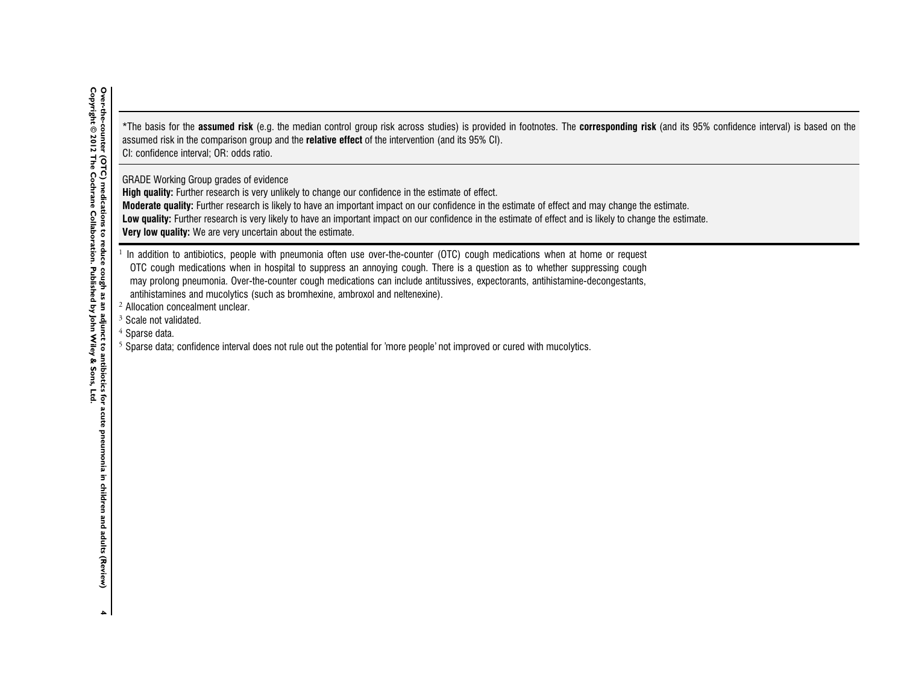*The basis for the **assumed risk** (e.g. the median control group risk across studies) is provided in footnotes. The **corresponding risk** (and its 95% confidence interval) is based on the assumed risk in the comparison group and the **relative effect** of the intervention (and its 95% CI).
CI: confidence interval; OR: odds ratio.

GRADE Working Group grades of evidence
**High quality:** Further research is very unlikely to change our confidence in the estimate of effect.
**Moderate quality:** Further research is likely to have an important impact on our confidence in the estimate of effect and may change the estimate.
**Low quality:** Further research is very likely to have an important impact on our confidence in the estimate of effect and is likely to change the estimate.
**Very low quality:** We are very uncertain about the estimate.

[1] In addition to antibiotics, people with pneumonia often use over-the-counter (OTC) cough medications when at home or request OTC cough medications when in hospital to suppress an annoying cough. There is a question as to whether suppressing cough may prolong pneumonia. Over-the-counter cough medications can include antitussives, expectorants, antihistamine-decongestants, antihistamines and mucolytics (such as bromhexine, ambroxol and neltenexine).
[2] Allocation concealment unclear.
[3] Scale not validated.
[4] Sparse data.
[5] Sparse data; confidence interval does not rule out the potential for 'more people' not improved or cured with mucolytics.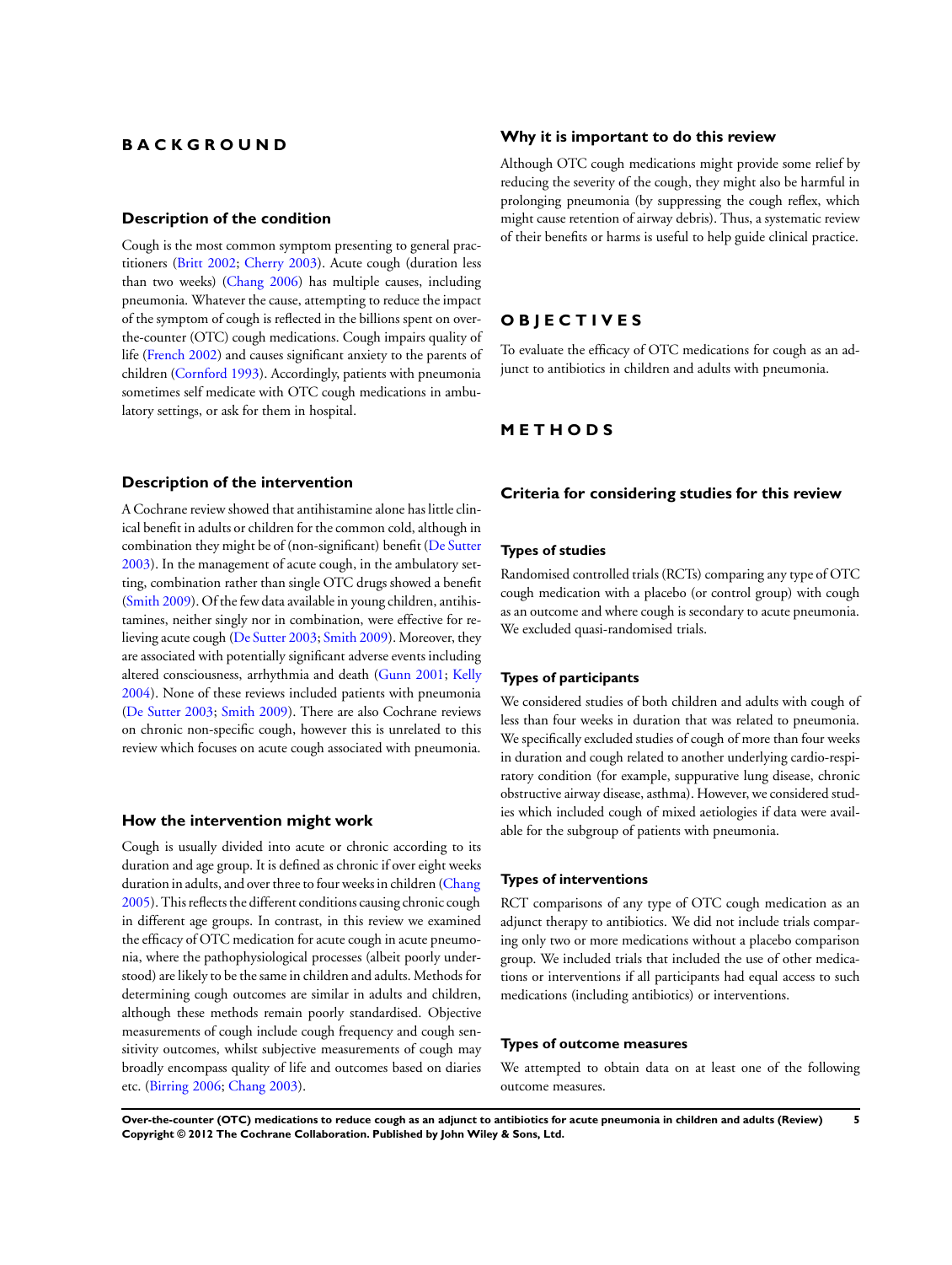# BACKGROUND

## Description of the condition

Cough is the most common symptom presenting to general practitioners (Britt 2002; Cherry 2003). Acute cough (duration less than two weeks) (Chang 2006) has multiple causes, including pneumonia. Whatever the cause, attempting to reduce the impact of the symptom of cough is reflected in the billions spent on over-the-counter (OTC) cough medications. Cough impairs quality of life (French 2002) and causes significant anxiety to the parents of children (Cornford 1993). Accordingly, patients with pneumonia sometimes self medicate with OTC cough medications in ambulatory settings, or ask for them in hospital.

## Description of the intervention

A Cochrane review showed that antihistamine alone has little clinical benefit in adults or children for the common cold, although in combination they might be of (non-significant) benefit (De Sutter 2003). In the management of acute cough, in the ambulatory setting, combination rather than single OTC drugs showed a benefit (Smith 2009). Of the few data available in young children, antihistamines, neither singly nor in combination, were effective for relieving acute cough (De Sutter 2003; Smith 2009). Moreover, they are associated with potentially significant adverse events including altered consciousness, arrhythmia and death (Gunn 2001; Kelly 2004). None of these reviews included patients with pneumonia (De Sutter 2003; Smith 2009). There are also Cochrane reviews on chronic non-specific cough, however this is unrelated to this review which focuses on acute cough associated with pneumonia.

## How the intervention might work

Cough is usually divided into acute or chronic according to its duration and age group. It is defined as chronic if over eight weeks duration in adults, and over three to four weeks in children (Chang 2005). This reflects the different conditions causing chronic cough in different age groups. In contrast, in this review we examined the efficacy of OTC medication for acute cough in acute pneumonia, where the pathophysiological processes (albeit poorly understood) are likely to be the same in children and adults. Methods for determining cough outcomes are similar in adults and children, although these methods remain poorly standardised. Objective measurements of cough include cough frequency and cough sensitivity outcomes, whilst subjective measurements of cough may broadly encompass quality of life and outcomes based on diaries etc. (Birring 2006; Chang 2003).

## Why it is important to do this review

Although OTC cough medications might provide some relief by reducing the severity of the cough, they might also be harmful in prolonging pneumonia (by suppressing the cough reflex, which might cause retention of airway debris). Thus, a systematic review of their benefits or harms is useful to help guide clinical practice.

# OBJECTIVES

To evaluate the efficacy of OTC medications for cough as an adjunct to antibiotics in children and adults with pneumonia.

# METHODS

## Criteria for considering studies for this review

### Types of studies

Randomised controlled trials (RCTs) comparing any type of OTC cough medication with a placebo (or control group) with cough as an outcome and where cough is secondary to acute pneumonia. We excluded quasi-randomised trials.

### Types of participants

We considered studies of both children and adults with cough of less than four weeks in duration that was related to pneumonia. We specifically excluded studies of cough of more than four weeks in duration and cough related to another underlying cardio-respiratory condition (for example, suppurative lung disease, chronic obstructive airway disease, asthma). However, we considered studies which included cough of mixed aetiologies if data were available for the subgroup of patients with pneumonia.

### Types of interventions

RCT comparisons of any type of OTC cough medication as an adjunct therapy to antibiotics. We did not include trials comparing only two or more medications without a placebo comparison group. We included trials that included the use of other medications or interventions if all participants had equal access to such medications (including antibiotics) or interventions.

### Types of outcome measures

We attempted to obtain data on at least one of the following outcome measures.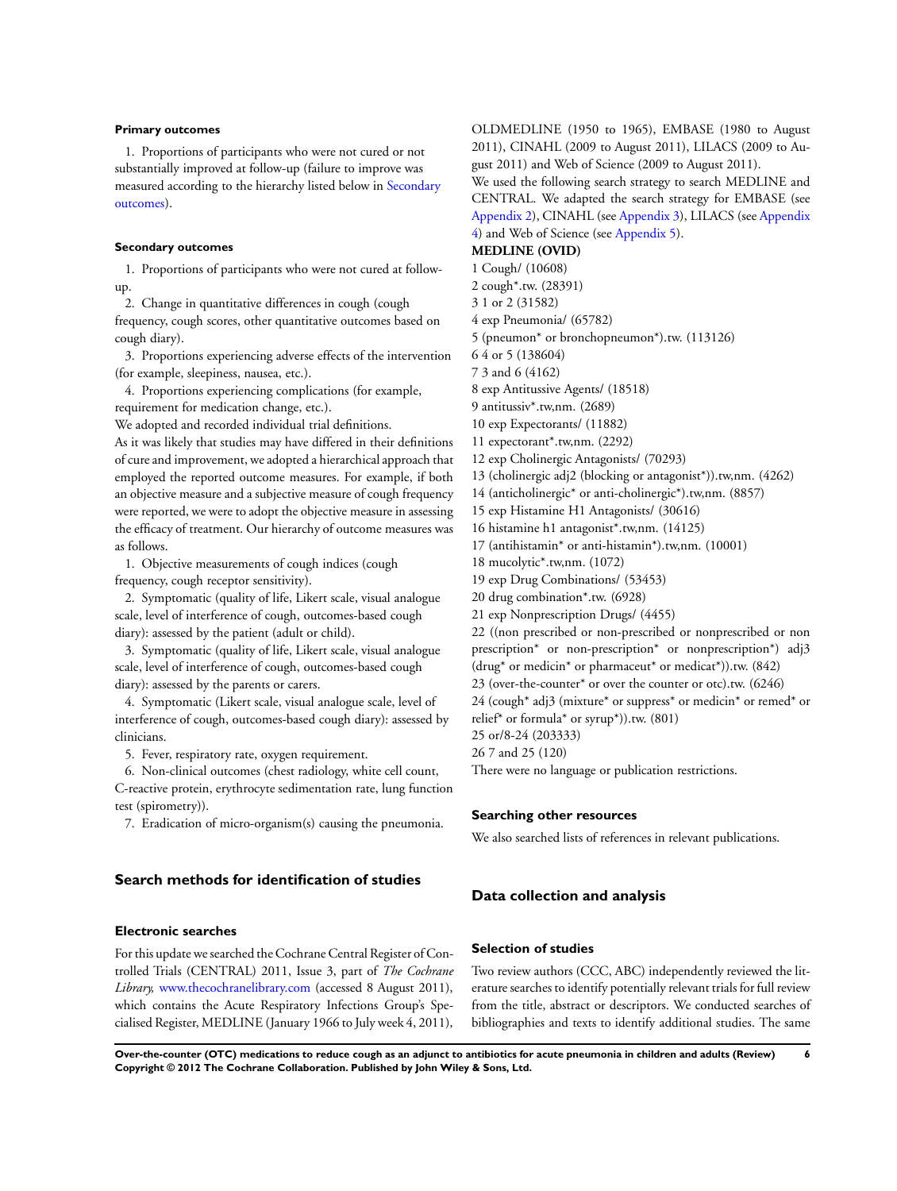**Primary outcomes**

1. Proportions of participants who were not cured or not substantially improved at follow-up (failure to improve was measured according to the hierarchy listed below in Secondary outcomes).

**Secondary outcomes**

1. Proportions of participants who were not cured at follow-up.
2. Change in quantitative differences in cough (cough frequency, cough scores, other quantitative outcomes based on cough diary).
3. Proportions experiencing adverse effects of the intervention (for example, sleepiness, nausea, etc.).
4. Proportions experiencing complications (for example, requirement for medication change, etc.).

We adopted and recorded individual trial definitions.

As it was likely that studies may have differed in their definitions of cure and improvement, we adopted a hierarchical approach that employed the reported outcome measures. For example, if both an objective measure and a subjective measure of cough frequency were reported, we were to adopt the objective measure in assessing the efficacy of treatment. Our hierarchy of outcome measures was as follows.

1. Objective measurements of cough indices (cough frequency, cough receptor sensitivity).
2. Symptomatic (quality of life, Likert scale, visual analogue scale, level of interference of cough, outcomes-based cough diary): assessed by the patient (adult or child).
3. Symptomatic (quality of life, Likert scale, visual analogue scale, level of interference of cough, outcomes-based cough diary): assessed by the parents or carers.
4. Symptomatic (Likert scale, visual analogue scale, level of interference of cough, outcomes-based cough diary): assessed by clinicians.
5. Fever, respiratory rate, oxygen requirement.
6. Non-clinical outcomes (chest radiology, white cell count, C-reactive protein, erythrocyte sedimentation rate, lung function test (spirometry)).
7. Eradication of micro-organism(s) causing the pneumonia.

## Search methods for identification of studies

### Electronic searches

For this update we searched the Cochrane Central Register of Controlled Trials (CENTRAL) 2011, Issue 3, part of *The Cochrane Library*, www.thecochranelibrary.com (accessed 8 August 2011), which contains the Acute Respiratory Infections Group's Specialised Register, MEDLINE (January 1966 to July week 4, 2011), OLDMEDLINE (1950 to 1965), EMBASE (1980 to August 2011), CINAHL (2009 to August 2011), LILACS (2009 to August 2011) and Web of Science (2009 to August 2011).

We used the following search strategy to search MEDLINE and CENTRAL. We adapted the search strategy for EMBASE (see Appendix 2), CINAHL (see Appendix 3), LILACS (see Appendix 4) and Web of Science (see Appendix 5).

**MEDLINE (OVID)**

1 Cough/ (10608)
2 cough*.tw. (28391)
3 1 or 2 (31582)
4 exp Pneumonia/ (65782)
5 (pneumon* or bronchopneumon*).tw. (113126)
6 4 or 5 (138604)
7 3 and 6 (4162)
8 exp Antitussive Agents/ (18518)
9 antitussiv*.tw,nm. (2689)
10 exp Expectorants/ (11882)
11 expectorant*.tw,nm. (2292)
12 exp Cholinergic Antagonists/ (70293)
13 (cholinergic adj2 (blocking or antagonist*)).tw,nm. (4262)
14 (anticholinergic* or anti-cholinergic*).tw,nm. (8857)
15 exp Histamine H1 Antagonists/ (30616)
16 histamine h1 antagonist*.tw,nm. (14125)
17 (antihistamin* or anti-histamin*).tw,nm. (10001)
18 mucolytic*.tw,nm. (1072)
19 exp Drug Combinations/ (53453)
20 drug combination*.tw. (6928)
21 exp Nonprescription Drugs/ (4455)
22 ((non prescribed or non-prescribed or nonprescribed or non prescription* or non-prescription* or nonprescription*) adj3 (drug* or medicin* or pharmaceut* or medicat*)).tw. (842)
23 (over-the-counter* or over the counter or otc).tw. (6246)
24 (cough* adj3 (mixture* or suppress* or medicin* or remed* or relief* or formula* or syrup*)).tw. (801)
25 or/8-24 (203333)
26 7 and 25 (120)

There were no language or publication restrictions.

### Searching other resources

We also searched lists of references in relevant publications.

## Data collection and analysis

### Selection of studies

Two review authors (CCC, ABC) independently reviewed the literature searches to identify potentially relevant trials for full review from the title, abstract or descriptors. We conducted searches of bibliographies and texts to identify additional studies. The same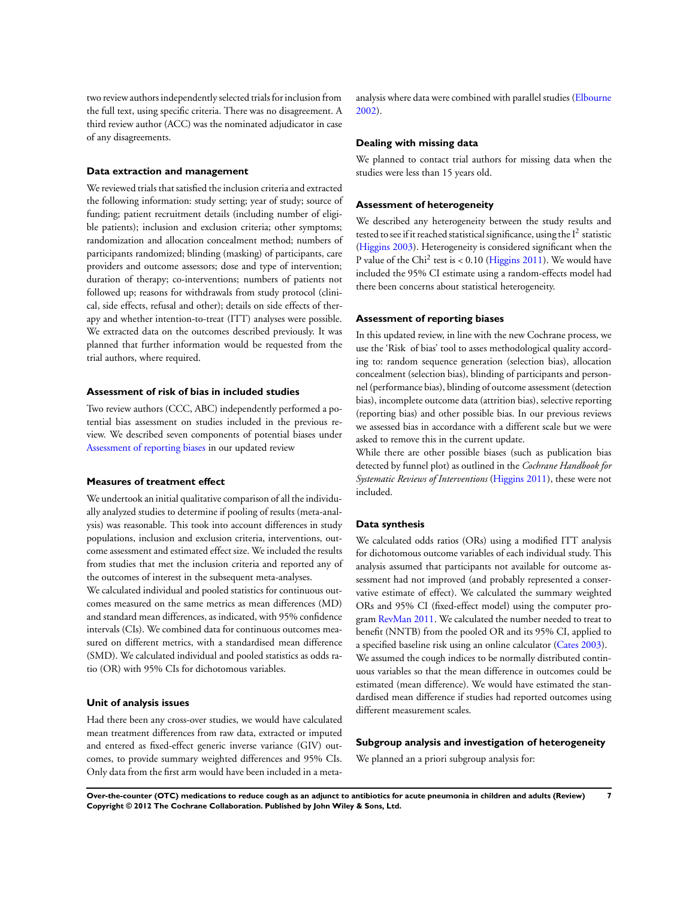two review authors independently selected trials for inclusion from the full text, using specific criteria. There was no disagreement. A third review author (ACC) was the nominated adjudicator in case of any disagreements.

### Data extraction and management

We reviewed trials that satisfied the inclusion criteria and extracted the following information: study setting; year of study; source of funding; patient recruitment details (including number of eligible patients); inclusion and exclusion criteria; other symptoms; randomization and allocation concealment method; numbers of participants randomized; blinding (masking) of participants, care providers and outcome assessors; dose and type of intervention; duration of therapy; co-interventions; numbers of patients not followed up; reasons for withdrawals from study protocol (clinical, side effects, refusal and other); details on side effects of therapy and whether intention-to-treat (ITT) analyses were possible. We extracted data on the outcomes described previously. It was planned that further information would be requested from the trial authors, where required.

### Assessment of risk of bias in included studies

Two review authors (CCC, ABC) independently performed a potential bias assessment on studies included in the previous review. We described seven components of potential biases under Assessment of reporting biases in our updated review

### Measures of treatment effect

We undertook an initial qualitative comparison of all the individually analyzed studies to determine if pooling of results (meta-analysis) was reasonable. This took into account differences in study populations, inclusion and exclusion criteria, interventions, outcome assessment and estimated effect size. We included the results from studies that met the inclusion criteria and reported any of the outcomes of interest in the subsequent meta-analyses.

We calculated individual and pooled statistics for continuous outcomes measured on the same metrics as mean differences (MD) and standard mean differences, as indicated, with 95% confidence intervals (CIs). We combined data for continuous outcomes measured on different metrics, with a standardised mean difference (SMD). We calculated individual and pooled statistics as odds ratio (OR) with 95% CIs for dichotomous variables.

### Unit of analysis issues

Had there been any cross-over studies, we would have calculated mean treatment differences from raw data, extracted or imputed and entered as fixed-effect generic inverse variance (GIV) outcomes, to provide summary weighted differences and 95% CIs. Only data from the first arm would have been included in a meta-analysis where data were combined with parallel studies (Elbourne 2002).

### Dealing with missing data

We planned to contact trial authors for missing data when the studies were less than 15 years old.

### Assessment of heterogeneity

We described any heterogeneity between the study results and tested to see if it reached statistical significance, using the $I^2$ statistic (Higgins 2003). Heterogeneity is considered significant when the P value of the $Chi^2$ test is < 0.10 (Higgins 2011). We would have included the 95% CI estimate using a random-effects model had there been concerns about statistical heterogeneity.

### Assessment of reporting biases

In this updated review, in line with the new Cochrane process, we use the 'Risk of bias' tool to asses methodological quality according to: random sequence generation (selection bias), allocation concealment (selection bias), blinding of participants and personnel (performance bias), blinding of outcome assessment (detection bias), incomplete outcome data (attrition bias), selective reporting (reporting bias) and other possible bias. In our previous reviews we assessed bias in accordance with a different scale but we were asked to remove this in the current update.

While there are other possible biases (such as publication bias detected by funnel plot) as outlined in the *Cochrane Handbook for Systematic Reviews of Interventions* (Higgins 2011), these were not included.

### Data synthesis

We calculated odds ratios (ORs) using a modified ITT analysis for dichotomous outcome variables of each individual study. This analysis assumed that participants not available for outcome assessment had not improved (and probably represented a conservative estimate of effect). We calculated the summary weighted ORs and 95% CI (fixed-effect model) using the computer program RevMan 2011. We calculated the number needed to treat to benefit (NNTB) from the pooled OR and its 95% CI, applied to a specified baseline risk using an online calculator (Cates 2003).

We assumed the cough indices to be normally distributed continuous variables so that the mean difference in outcomes could be estimated (mean difference). We would have estimated the standardised mean difference if studies had reported outcomes using different measurement scales.

### Subgroup analysis and investigation of heterogeneity

We planned an a priori subgroup analysis for: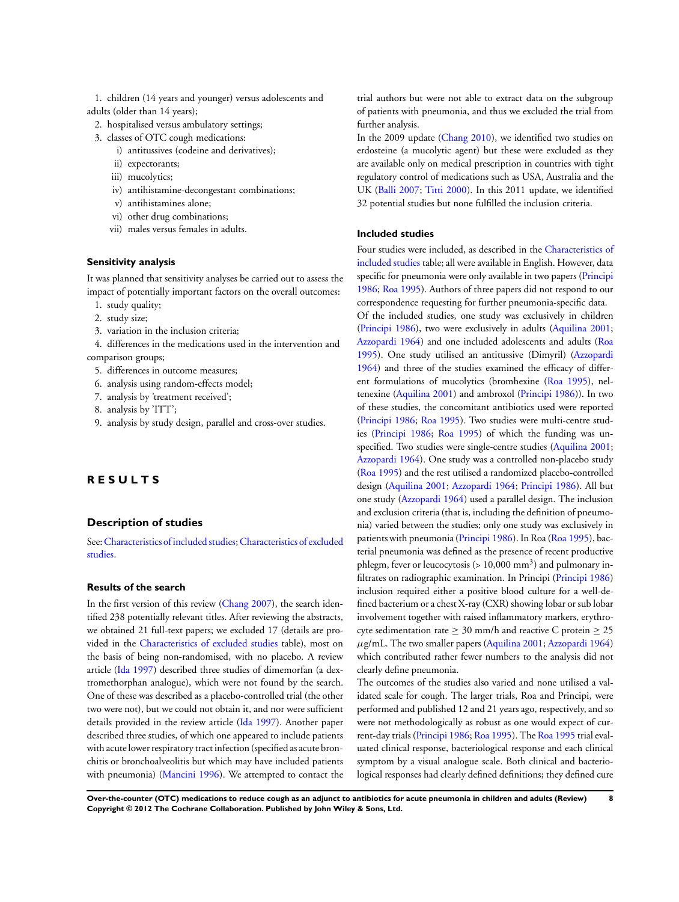1. children (14 years and younger) versus adolescents and adults (older than 14 years);
2. hospitalised versus ambulatory settings;
3. classes of OTC cough medications:
   i) antitussives (codeine and derivatives);
   ii) expectorants;
   iii) mucolytics;
   iv) antihistamine-decongestant combinations;
   v) antihistamines alone;
   vi) other drug combinations;
   vii) males versus females in adults.

### Sensitivity analysis

It was planned that sensitivity analyses be carried out to assess the impact of potentially important factors on the overall outcomes:

1. study quality;
2. study size;
3. variation in the inclusion criteria;
4. differences in the medications used in the intervention and comparison groups;
5. differences in outcome measures;
6. analysis using random-effects model;
7. analysis by 'treatment received';
8. analysis by 'ITT';
9. analysis by study design, parallel and cross-over studies.

# RESULTS

## Description of studies

See: Characteristics of included studies; Characteristics of excluded studies.

### Results of the search

In the first version of this review (Chang 2007), the search identified 238 potentially relevant titles. After reviewing the abstracts, we obtained 21 full-text papers; we excluded 17 (details are provided in the Characteristics of excluded studies table), most on the basis of being non-randomised, with no placebo. A review article (Ida 1997) described three studies of dimemorfan (a dextromethorphan analogue), which were not found by the search. One of these was described as a placebo-controlled trial (the other two were not), but we could not obtain it, and nor were sufficient details provided in the review article (Ida 1997). Another paper described three studies, of which one appeared to include patients with acute lower respiratory tract infection (specified as acute bronchitis or bronchoalveolitis but which may have included patients with pneumonia) (Mancini 1996). We attempted to contact the trial authors but were not able to extract data on the subgroup of patients with pneumonia, and thus we excluded the trial from further analysis.

In the 2009 update (Chang 2010), we identified two studies on erdosteine (a mucolytic agent) but these were excluded as they are available only on medical prescription in countries with tight regulatory control of medications such as USA, Australia and the UK (Balli 2007; Titti 2000). In this 2011 update, we identified 32 potential studies but none fulfilled the inclusion criteria.

### Included studies

Four studies were included, as described in the Characteristics of included studies table; all were available in English. However, data specific for pneumonia were only available in two papers (Principi 1986; Roa 1995). Authors of three papers did not respond to our correspondence requesting for further pneumonia-specific data.

Of the included studies, one study was exclusively in children (Principi 1986), two were exclusively in adults (Aquilina 2001; Azzopardi 1964) and one included adolescents and adults (Roa 1995). One study utilised an antitussive (Dimyril) (Azzopardi 1964) and three of the studies examined the efficacy of different formulations of mucolytics (bromhexine (Roa 1995), neltenexine (Aquilina 2001) and ambroxol (Principi 1986)). In two of these studies, the concomitant antibiotics used were reported (Principi 1986; Roa 1995). Two studies were multi-centre studies (Principi 1986; Roa 1995) of which the funding was unspecified. Two studies were single-centre studies (Aquilina 2001; Azzopardi 1964). One study was a controlled non-placebo study (Roa 1995) and the rest utilised a randomized placebo-controlled design (Aquilina 2001; Azzopardi 1964; Principi 1986). All but one study (Azzopardi 1964) used a parallel design. The inclusion and exclusion criteria (that is, including the definition of pneumonia) varied between the studies; only one study was exclusively in patients with pneumonia (Principi 1986). In Roa (Roa 1995), bacterial pneumonia was defined as the presence of recent productive phlegm, fever or leucocytosis (> 10,000 mm$^3$) and pulmonary infiltrates on radiographic examination. In Principi (Principi 1986) inclusion required either a positive blood culture for a well-defined bacterium or a chest X-ray (CXR) showing lobar or sub lobar involvement together with raised inflammatory markers, erythrocyte sedimentation rate $\geq$ 30 mm/h and reactive C protein $\geq$ 25 $\mu$g/mL. The two smaller papers (Aquilina 2001; Azzopardi 1964) which contributed rather fewer numbers to the analysis did not clearly define pneumonia.

The outcomes of the studies also varied and none utilised a validated scale for cough. The larger trials, Roa and Principi, were performed and published 12 and 21 years ago, respectively, and so were not methodologically as robust as one would expect of current-day trials (Principi 1986; Roa 1995). The Roa 1995 trial evaluated clinical response, bacteriological response and each clinical symptom by a visual analogue scale. Both clinical and bacteriological responses had clearly defined definitions; they defined cure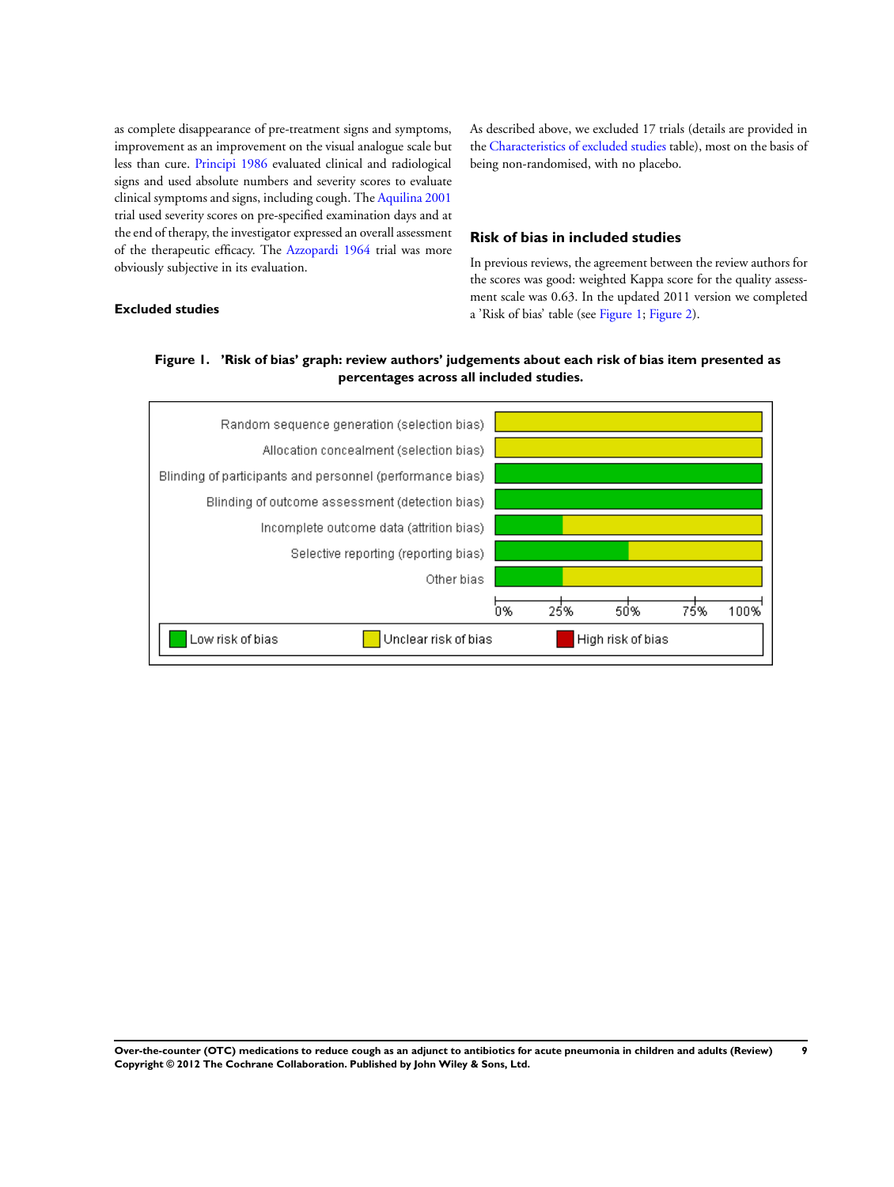as complete disappearance of pre-treatment signs and symptoms, improvement as an improvement on the visual analogue scale but less than cure. Principi 1986 evaluated clinical and radiological signs and used absolute numbers and severity scores to evaluate clinical symptoms and signs, including cough. The Aquilina 2001 trial used severity scores on pre-specified examination days and at the end of therapy, the investigator expressed an overall assessment of the therapeutic efficacy. The Azzopardi 1964 trial was more obviously subjective in its evaluation.

### Excluded studies

As described above, we excluded 17 trials (details are provided in the Characteristics of excluded studies table), most on the basis of being non-randomised, with no placebo.

## Risk of bias in included studies

In previous reviews, the agreement between the review authors for the scores was good: weighted Kappa score for the quality assessment scale was 0.63. In the updated 2011 version we completed a 'Risk of bias' table (see Figure 1; Figure 2).

**Figure 1. 'Risk of bias' graph: review authors' judgements about each risk of bias item presented as percentages across all included studies.**

| Risk of bias item | Low risk of bias | Unclear risk of bias | High risk of bias |
|---|---|---|---|
| Random sequence generation (selection bias) | 0% | 100% | 0% |
| Allocation concealment (selection bias) | 0% | 100% | 0% |
| Blinding of participants and personnel (performance bias) | 100% | 0% | 0% |
| Blinding of outcome assessment (detection bias) | 100% | 0% | 0% |
| Incomplete outcome data (attrition bias) | 25% | 75% | 0% |
| Selective reporting (reporting bias) | 50% | 50% | 0% |
| Other bias | 25% | 75% | 0% |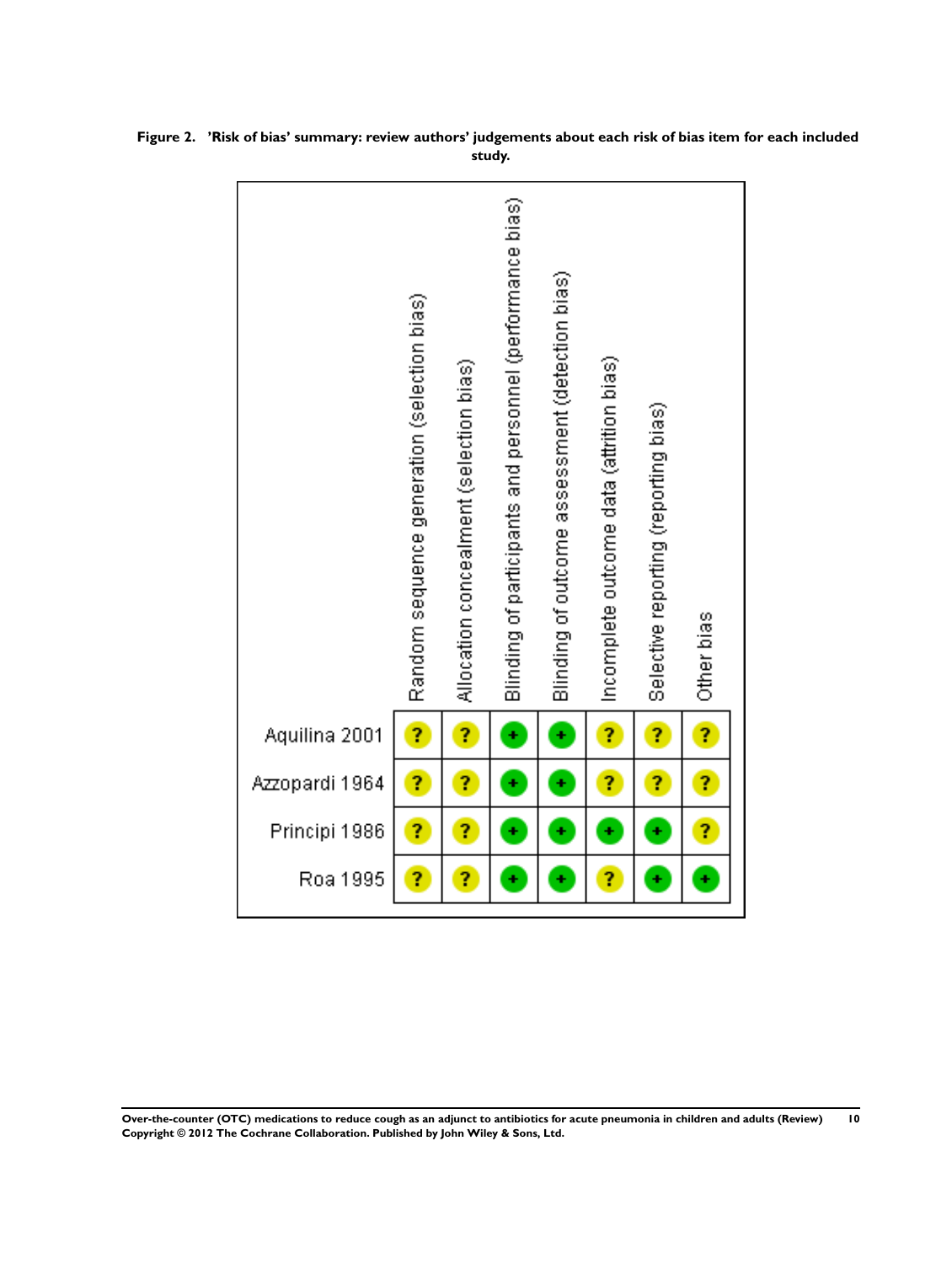**Figure 2. 'Risk of bias' summary: review authors' judgements about each risk of bias item for each included study.**

| | Random sequence generation (selection bias) | Allocation concealment (selection bias) | Blinding of participants and personnel (performance bias) | Blinding of outcome assessment (detection bias) | Incomplete outcome data (attrition bias) | Selective reporting (reporting bias) | Other bias |
|---|---|---|---|---|---|---|---|
| Aquilina 2001 | ? | ? | + | + | ? | ? | ? |
| Azzopardi 1964 | ? | ? | + | + | ? | ? | ? |
| Principi 1986 | ? | ? | + | + | + | + | ? |
| Roa 1995 | ? | ? | + | + | ? | + | + |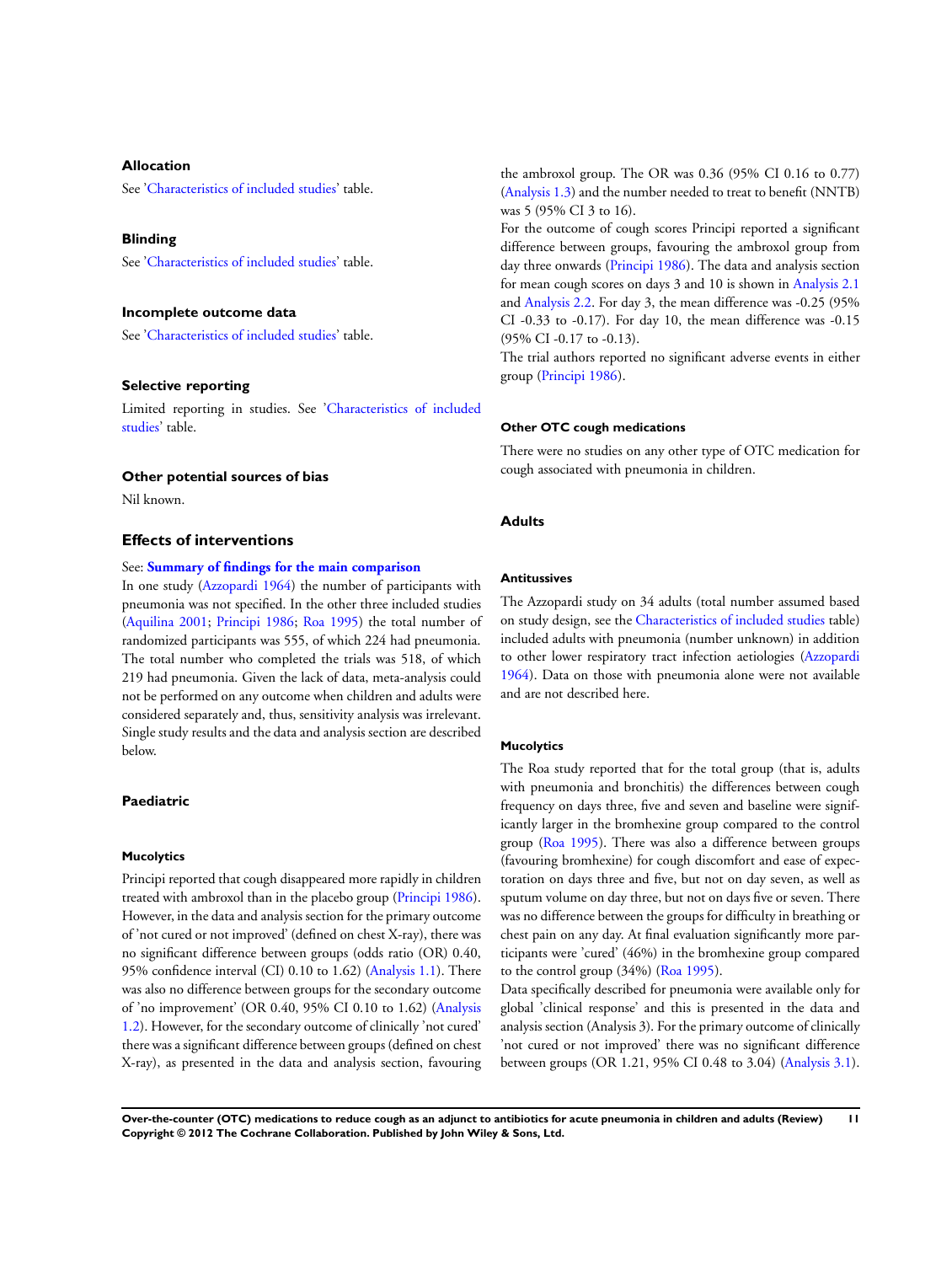### Allocation

See 'Characteristics of included studies' table.

### Blinding

See 'Characteristics of included studies' table.

### Incomplete outcome data

See 'Characteristics of included studies' table.

### Selective reporting

Limited reporting in studies. See 'Characteristics of included studies' table.

### Other potential sources of bias

Nil known.

## Effects of interventions

See: **Summary of findings for the main comparison**

In one study (Azzopardi 1964) the number of participants with pneumonia was not specified. In the other three included studies (Aquilina 2001; Principi 1986; Roa 1995) the total number of randomized participants was 555, of which 224 had pneumonia. The total number who completed the trials was 518, of which 219 had pneumonia. Given the lack of data, meta-analysis could not be performed on any outcome when children and adults were considered separately and, thus, sensitivity analysis was irrelevant. Single study results and the data and analysis section are described below.

### Paediatric

#### Mucolytics

Principi reported that cough disappeared more rapidly in children treated with ambroxol than in the placebo group (Principi 1986). However, in the data and analysis section for the primary outcome of 'not cured or not improved' (defined on chest X-ray), there was no significant difference between groups (odds ratio (OR) 0.40, 95% confidence interval (CI) 0.10 to 1.62) (Analysis 1.1). There was also no difference between groups for the secondary outcome of 'no improvement' (OR 0.40, 95% CI 0.10 to 1.62) (Analysis 1.2). However, for the secondary outcome of clinically 'not cured' there was a significant difference between groups (defined on chest X-ray), as presented in the data and analysis section, favouring the ambroxol group. The OR was 0.36 (95% CI 0.16 to 0.77) (Analysis 1.3) and the number needed to treat to benefit (NNTB) was 5 (95% CI 3 to 16).

For the outcome of cough scores Principi reported a significant difference between groups, favouring the ambroxol group from day three onwards (Principi 1986). The data and analysis section for mean cough scores on days 3 and 10 is shown in Analysis 2.1 and Analysis 2.2. For day 3, the mean difference was -0.25 (95% CI -0.33 to -0.17). For day 10, the mean difference was -0.15 (95% CI -0.17 to -0.13).

The trial authors reported no significant adverse events in either group (Principi 1986).

#### Other OTC cough medications

There were no studies on any other type of OTC medication for cough associated with pneumonia in children.

### Adults

#### Antitussives

The Azzopardi study on 34 adults (total number assumed based on study design, see the Characteristics of included studies table) included adults with pneumonia (number unknown) in addition to other lower respiratory tract infection aetiologies (Azzopardi 1964). Data on those with pneumonia alone were not available and are not described here.

#### Mucolytics

The Roa study reported that for the total group (that is, adults with pneumonia and bronchitis) the differences between cough frequency on days three, five and seven and baseline were significantly larger in the bromhexine group compared to the control group (Roa 1995). There was also a difference between groups (favouring bromhexine) for cough discomfort and ease of expectoration on days three and five, but not on day seven, as well as sputum volume on day three, but not on days five or seven. There was no difference between the groups for difficulty in breathing or chest pain on any day. At final evaluation significantly more participants were 'cured' (46%) in the bromhexine group compared to the control group (34%) (Roa 1995).

Data specifically described for pneumonia were available only for global 'clinical response' and this is presented in the data and analysis section (Analysis 3). For the primary outcome of clinically 'not cured or not improved' there was no significant difference between groups (OR 1.21, 95% CI 0.48 to 3.04) (Analysis 3.1).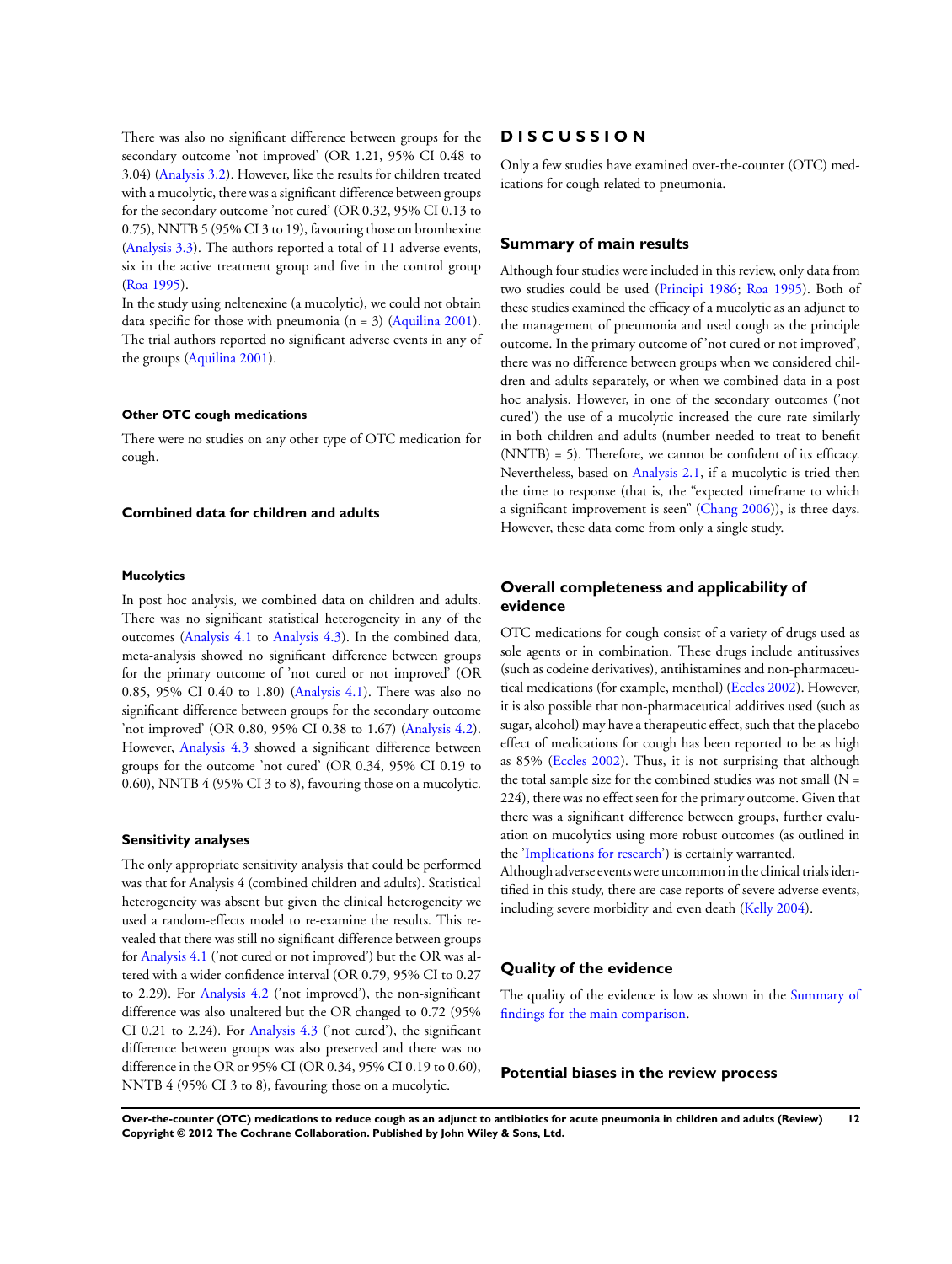There was also no significant difference between groups for the secondary outcome 'not improved' (OR 1.21, 95% CI 0.48 to 3.04) (Analysis 3.2). However, like the results for children treated with a mucolytic, there was a significant difference between groups for the secondary outcome 'not cured' (OR 0.32, 95% CI 0.13 to 0.75), NNTB 5 (95% CI 3 to 19), favouring those on bromhexine (Analysis 3.3). The authors reported a total of 11 adverse events, six in the active treatment group and five in the control group (Roa 1995).

In the study using neltenexine (a mucolytic), we could not obtain data specific for those with pneumonia (n = 3) (Aquilina 2001). The trial authors reported no significant adverse events in any of the groups (Aquilina 2001).

#### Other OTC cough medications

There were no studies on any other type of OTC medication for cough.

### Combined data for children and adults

#### Mucolytics

In post hoc analysis, we combined data on children and adults. There was no significant statistical heterogeneity in any of the outcomes (Analysis 4.1 to Analysis 4.3). In the combined data, meta-analysis showed no significant difference between groups for the primary outcome of 'not cured or not improved' (OR 0.85, 95% CI 0.40 to 1.80) (Analysis 4.1). There was also no significant difference between groups for the secondary outcome 'not improved' (OR 0.80, 95% CI 0.38 to 1.67) (Analysis 4.2). However, Analysis 4.3 showed a significant difference between groups for the outcome 'not cured' (OR 0.34, 95% CI 0.19 to 0.60), NNTB 4 (95% CI 3 to 8), favouring those on a mucolytic.

### Sensitivity analyses

The only appropriate sensitivity analysis that could be performed was that for Analysis 4 (combined children and adults). Statistical heterogeneity was absent but given the clinical heterogeneity we used a random-effects model to re-examine the results. This revealed that there was still no significant difference between groups for Analysis 4.1 ('not cured or not improved') but the OR was altered with a wider confidence interval (OR 0.79, 95% CI 0.27 to 2.29). For Analysis 4.2 ('not improved'), the non-significant difference was also unaltered but the OR changed to 0.72 (95% CI 0.21 to 2.24). For Analysis 4.3 ('not cured'), the significant difference between groups was also preserved and there was no difference in the OR or 95% CI (OR 0.34, 95% CI 0.19 to 0.60), NNTB 4 (95% CI 3 to 8), favouring those on a mucolytic.

# DISCUSSION

Only a few studies have examined over-the-counter (OTC) medications for cough related to pneumonia.

### Summary of main results

Although four studies were included in this review, only data from two studies could be used (Principi 1986; Roa 1995). Both of these studies examined the efficacy of a mucolytic as an adjunct to the management of pneumonia and used cough as the principle outcome. In the primary outcome of 'not cured or not improved', there was no difference between groups when we considered children and adults separately, or when we combined data in a post hoc analysis. However, in one of the secondary outcomes ('not cured') the use of a mucolytic increased the cure rate similarly in both children and adults (number needed to treat to benefit (NNTB) = 5). Therefore, we cannot be confident of its efficacy. Nevertheless, based on Analysis 2.1, if a mucolytic is tried then the time to response (that is, the "expected timeframe to which a significant improvement is seen" (Chang 2006)), is three days. However, these data come from only a single study.

### Overall completeness and applicability of evidence

OTC medications for cough consist of a variety of drugs used as sole agents or in combination. These drugs include antitussives (such as codeine derivatives), antihistamines and non-pharmaceutical medications (for example, menthol) (Eccles 2002). However, it is also possible that non-pharmaceutical additives used (such as sugar, alcohol) may have a therapeutic effect, such that the placebo effect of medications for cough has been reported to be as high as 85% (Eccles 2002). Thus, it is not surprising that although the total sample size for the combined studies was not small (N = 224), there was no effect seen for the primary outcome. Given that there was a significant difference between groups, further evaluation on mucolytics using more robust outcomes (as outlined in the 'Implications for research') is certainly warranted.

Although adverse events were uncommon in the clinical trials identified in this study, there are case reports of severe adverse events, including severe morbidity and even death (Kelly 2004).

### Quality of the evidence

The quality of the evidence is low as shown in the Summary of findings for the main comparison.

### Potential biases in the review process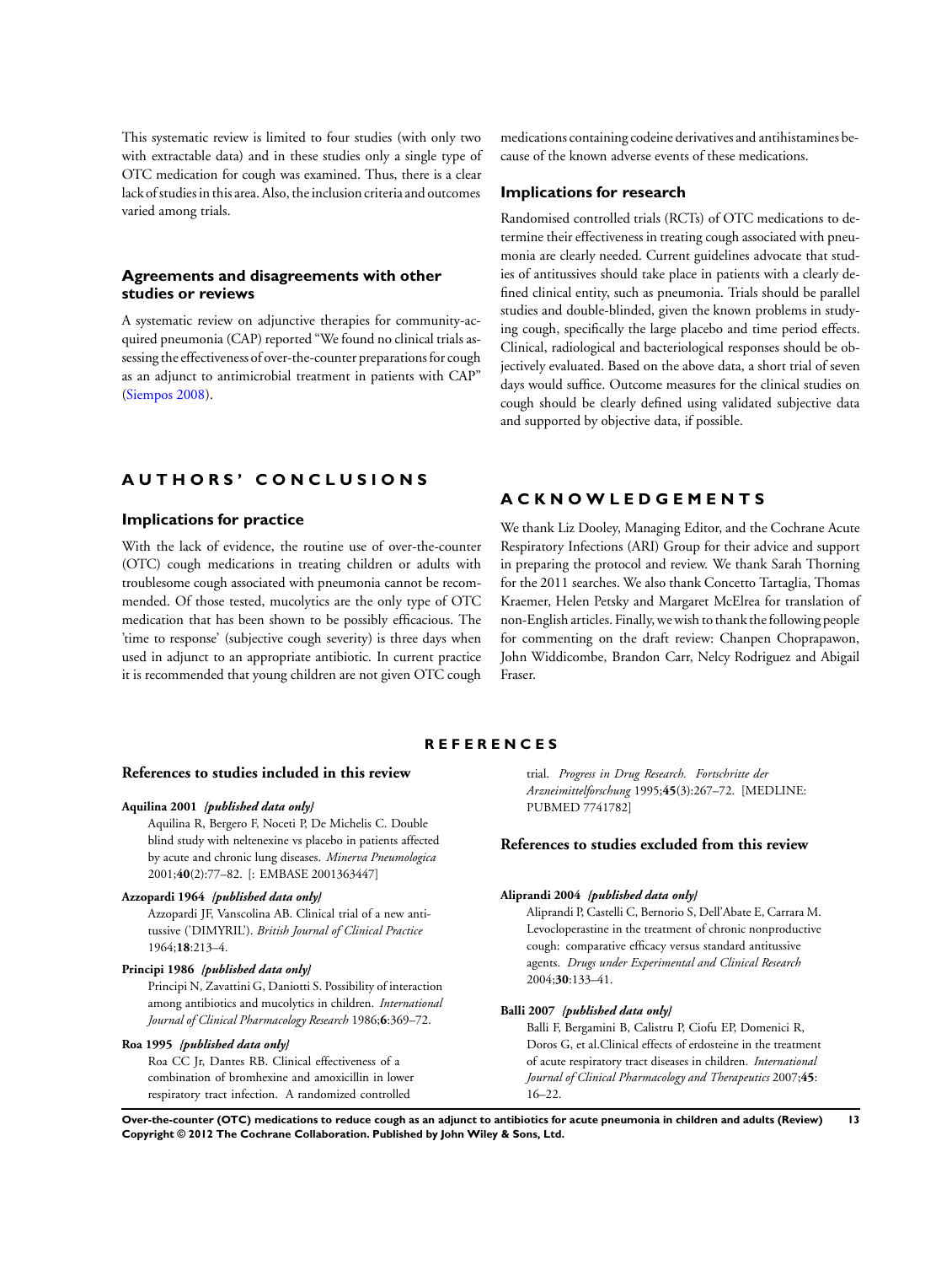This systematic review is limited to four studies (with only two with extractable data) and in these studies only a single type of OTC medication for cough was examined. Thus, there is a clear lack of studies in this area. Also, the inclusion criteria and outcomes varied among trials.

## Agreements and disagreements with other studies or reviews

A systematic review on adjunctive therapies for community-acquired pneumonia (CAP) reported "We found no clinical trials assessing the effectiveness of over-the-counter preparations for cough as an adjunct to antimicrobial treatment in patients with CAP" (Siempos 2008).

# AUTHORS' CONCLUSIONS

## Implications for practice

With the lack of evidence, the routine use of over-the-counter (OTC) cough medications in treating children or adults with troublesome cough associated with pneumonia cannot be recommended. Of those tested, mucolytics are the only type of OTC medication that has been shown to be possibly efficacious. The 'time to response' (subjective cough severity) is three days when used in adjunct to an appropriate antibiotic. In current practice it is recommended that young children are not given OTC cough medications containing codeine derivatives and antihistamines because of the known adverse events of these medications.

## Implications for research

Randomised controlled trials (RCTs) of OTC medications to determine their effectiveness in treating cough associated with pneumonia are clearly needed. Current guidelines advocate that studies of antitussives should take place in patients with a clearly defined clinical entity, such as pneumonia. Trials should be parallel studies and double-blinded, given the known problems in studying cough, specifically the large placebo and time period effects. Clinical, radiological and bacteriological responses should be objectively evaluated. Based on the above data, a short trial of seven days would suffice. Outcome measures for the clinical studies on cough should be clearly defined using validated subjective data and supported by objective data, if possible.

# ACKNOWLEDGEMENTS

We thank Liz Dooley, Managing Editor, and the Cochrane Acute Respiratory Infections (ARI) Group for their advice and support in preparing the protocol and review. We thank Sarah Thorning for the 2011 searches. We also thank Concetto Tartaglia, Thomas Kraemer, Helen Petsky and Margaret McElrea for translation of non-English articles. Finally, we wish to thank the following people for commenting on the draft review: Chanpen Choprapawon, John Widdicombe, Brandon Carr, Nelcy Rodriguez and Abigail Fraser.

# REFERENCES

## References to studies included in this review

**Aquilina 2001** *{published data only}*
Aquilina R, Bergero F, Noceti P, De Michelis C. Double blind study with neltenexine vs placebo in patients affected by acute and chronic lung diseases. *Minerva Pneumologica* 2001;**40**(2):77–82. [: EMBASE 2001363447]

**Azzopardi 1964** *{published data only}*
Azzopardi JF, Vanscolina AB. Clinical trial of a new antitussive ('DIMYRIL'). *British Journal of Clinical Practice* 1964;**18**:213–4.

**Principi 1986** *{published data only}*
Principi N, Zavattini G, Daniotti S. Possibility of interaction among antibiotics and mucolytics in children. *International Journal of Clinical Pharmacology Research* 1986;**6**:369–72.

**Roa 1995** *{published data only}*
Roa CC Jr, Dantes RB. Clinical effectiveness of a combination of bromhexine and amoxicillin in lower respiratory tract infection. A randomized controlled trial. *Progress in Drug Research. Fortschritte der Arzneimittelforschung* 1995;**45**(3):267–72. [MEDLINE: PUBMED 7741782]

## References to studies excluded from this review

**Aliprandi 2004** *{published data only}*
Aliprandi P, Castelli C, Bernorio S, Dell'Abate E, Carrara M. Levocloperastine in the treatment of chronic nonproductive cough: comparative efficacy versus standard antitussive agents. *Drugs under Experimental and Clinical Research* 2004;**30**:133–41.

**Balli 2007** *{published data only}*
Balli F, Bergamini B, Calistru P, Ciofu EP, Domenici R, Doros G, et al.Clinical effects of erdosteine in the treatment of acute respiratory tract diseases in children. *International Journal of Clinical Pharmacology and Therapeutics* 2007;**45**: 16–22.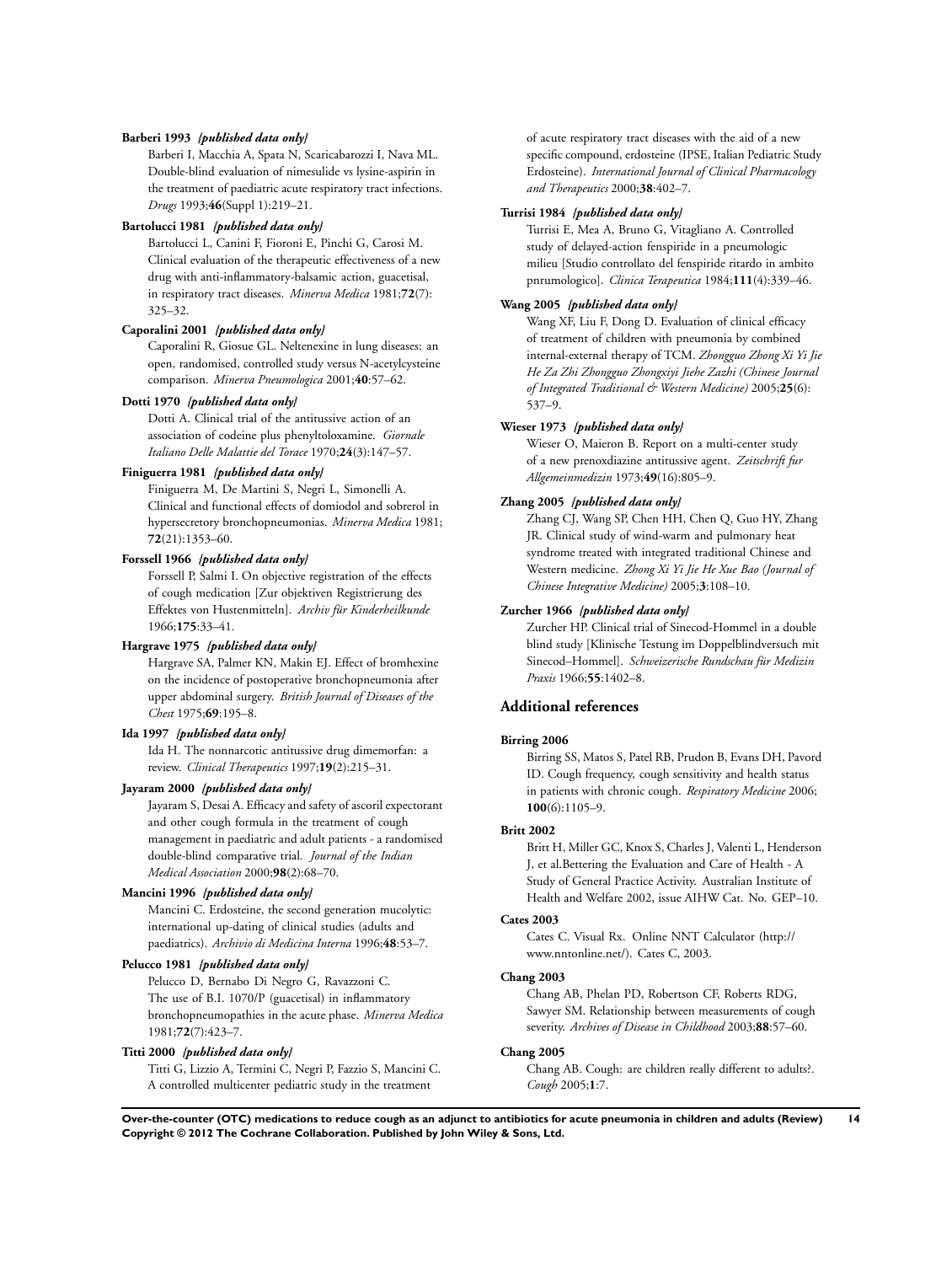**Barberi 1993** *{published data only}*

Barberi I, Macchia A, Spata N, Scaricabarozzi I, Nava ML. Double-blind evaluation of nimesulide vs lysine-aspirin in the treatment of paediatric acute respiratory tract infections. *Drugs* 1993;**46**(Suppl 1):219–21.

**Bartolucci 1981** *{published data only}*

Bartolucci L, Canini F, Fioroni E, Pinchi G, Carosi M. Clinical evaluation of the therapeutic effectiveness of a new drug with anti-inflammatory-balsamic action, guacetisal, in respiratory tract diseases. *Minerva Medica* 1981;**72**(7): 325–32.

**Caporalini 2001** *{published data only}*

Caporalini R, Giosue GL. Neltenexine in lung diseases: an open, randomised, controlled study versus N-acetylcysteine comparison. *Minerva Pneumologica* 2001;**40**:57–62.

**Dotti 1970** *{published data only}*

Dotti A. Clinical trial of the antitussive action of an association of codeine plus phenyltoloxamine. *Giornale Italiano Delle Malattie del Torace* 1970;**24**(3):147–57.

**Finiguerra 1981** *{published data only}*

Finiguerra M, De Martini S, Negri L, Simonelli A. Clinical and functional effects of domiodol and sobrerol in hypersecretory bronchopneumonias. *Minerva Medica* 1981; **72**(21):1353–60.

**Forssell 1966** *{published data only}*

Forssell P, Salmi I. On objective registration of the effects of cough medication [Zur objektiven Registrierung des Effektes von Hustenmitteln]. *Archiv für Kinderheilkunde* 1966;**175**:33–41.

**Hargrave 1975** *{published data only}*

Hargrave SA, Palmer KN, Makin EJ. Effect of bromhexine on the incidence of postoperative bronchopneumonia after upper abdominal surgery. *British Journal of Diseases of the Chest* 1975;**69**:195–8.

**Ida 1997** *{published data only}*

Ida H. The nonnarcotic antitussive drug dimemorfan: a review. *Clinical Therapeutics* 1997;**19**(2):215–31.

**Jayaram 2000** *{published data only}*

Jayaram S, Desai A. Efficacy and safety of ascoril expectorant and other cough formula in the treatment of cough management in paediatric and adult patients - a randomised double-blind comparative trial. *Journal of the Indian Medical Association* 2000;**98**(2):68–70.

**Mancini 1996** *{published data only}*

Mancini C. Erdosteine, the second generation mucolytic: international up-dating of clinical studies (adults and paediatrics). *Archivio di Medicina Interna* 1996;**48**:53–7.

**Pelucco 1981** *{published data only}*

Pelucco D, Bernabo Di Negro G, Ravazzoni C. The use of B.I. 1070/P (guacetisal) in inflammatory bronchopneumopathies in the acute phase. *Minerva Medica* 1981;**72**(7):423–7.

**Titti 2000** *{published data only}*

Titti G, Lizzio A, Termini C, Negri P, Fazzio S, Mancini C. A controlled multicenter pediatric study in the treatment of acute respiratory tract diseases with the aid of a new specific compound, erdosteine (IPSE, Italian Pediatric Study Erdosteine). *International Journal of Clinical Pharmacology and Therapeutics* 2000;**38**:402–7.

**Turrisi 1984** *{published data only}*

Turrisi E, Mea A, Bruno G, Vitagliano A. Controlled study of delayed-action fenspiride in a pneumologic milieu [Studio controllato del fenspiride ritardo in ambito pnrumologico]. *Clinica Terapeutica* 1984;**111**(4):339–46.

**Wang 2005** *{published data only}*

Wang XF, Liu F, Dong D. Evaluation of clinical efficacy of treatment of children with pneumonia by combined internal-external therapy of TCM. *Zhongguo Zhong Xi Yi Jie He Za Zhi Zhongguo Zhongxiyi Jiehe Zazhi (Chinese Journal of Integrated Traditional & Western Medicine)* 2005;**25**(6): 537–9.

**Wieser 1973** *{published data only}*

Wieser O, Maieron B. Report on a multi-center study of a new prenoxdiazine antitussive agent. *Zeitschrift fur Allgemeinmedizin* 1973;**49**(16):805–9.

**Zhang 2005** *{published data only}*

Zhang CJ, Wang SP, Chen HH, Chen Q, Guo HY, Zhang JR. Clinical study of wind-warm and pulmonary heat syndrome treated with integrated traditional Chinese and Western medicine. *Zhong Xi Yi Jie He Xue Bao (Journal of Chinese Integrative Medicine)* 2005;**3**:108–10.

**Zurcher 1966** *{published data only}*

Zurcher HP. Clinical trial of Sinecod-Hommel in a double blind study [Klinische Testung im Doppelblindversuch mit Sinecod–Hommel]. *Schweizerische Rundschau für Medizin Praxis* 1966;**55**:1402–8.

## Additional references

**Birring 2006**

Birring SS, Matos S, Patel RB, Prudon B, Evans DH, Pavord ID. Cough frequency, cough sensitivity and health status in patients with chronic cough. *Respiratory Medicine* 2006; **100**(6):1105–9.

**Britt 2002**

Britt H, Miller GC, Knox S, Charles J, Valenti L, Henderson J, et al.Bettering the Evaluation and Care of Health - A Study of General Practice Activity. Australian Institute of Health and Welfare 2002, issue AIHW Cat. No. GEP–10.

**Cates 2003**

Cates C. Visual Rx. Online NNT Calculator (http://www.nntonline.net/). Cates C, 2003.

**Chang 2003**

Chang AB, Phelan PD, Robertson CF, Roberts RDG, Sawyer SM. Relationship between measurements of cough severity. *Archives of Disease in Childhood* 2003;**88**:57–60.

**Chang 2005**

Chang AB. Cough: are children really different to adults?. *Cough* 2005;**1**:7.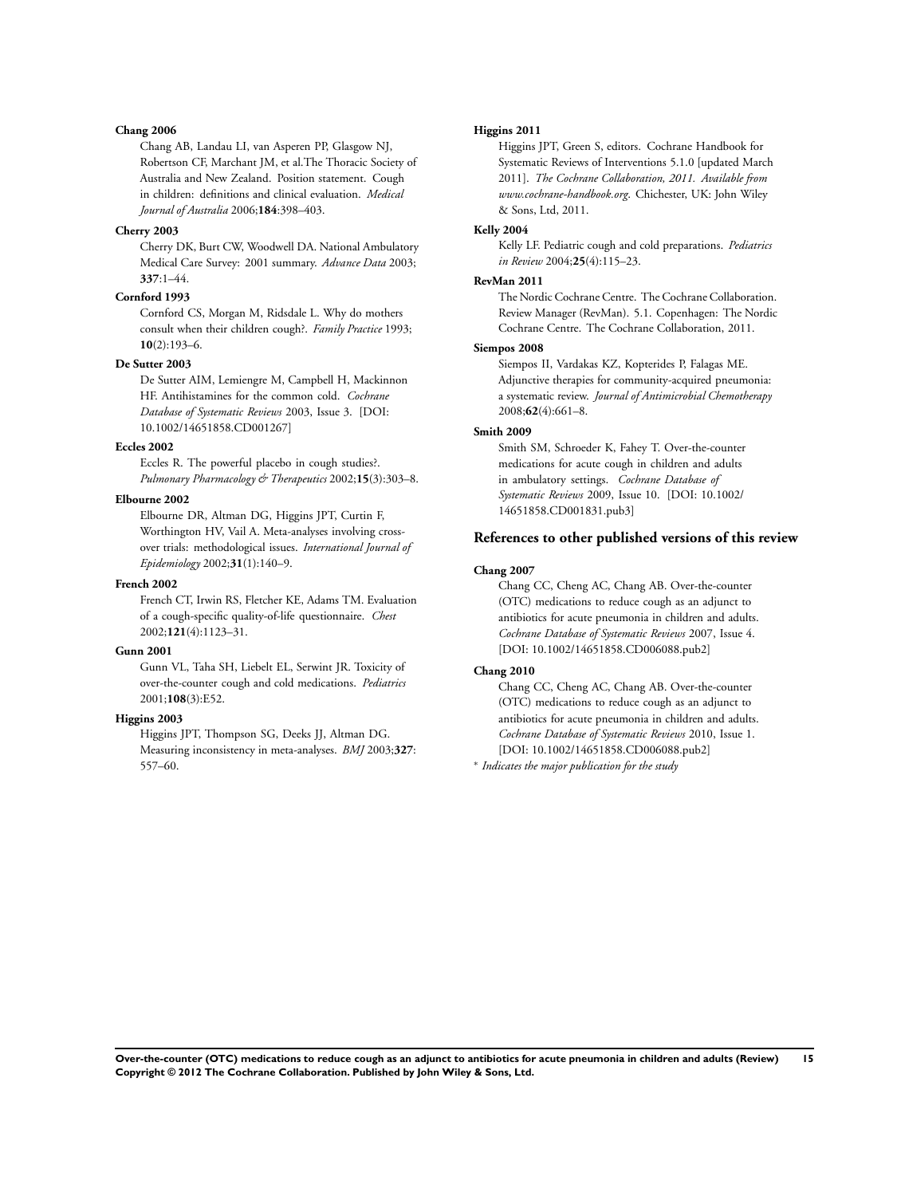**Chang 2006**

Chang AB, Landau LI, van Asperen PP, Glasgow NJ, Robertson CF, Marchant JM, et al.The Thoracic Society of Australia and New Zealand. Position statement. Cough in children: definitions and clinical evaluation. *Medical Journal of Australia* 2006;**184**:398–403.

**Cherry 2003**

Cherry DK, Burt CW, Woodwell DA. National Ambulatory Medical Care Survey: 2001 summary. *Advance Data* 2003; **337**:1–44.

**Cornford 1993**

Cornford CS, Morgan M, Ridsdale L. Why do mothers consult when their children cough?. *Family Practice* 1993; **10**(2):193–6.

**De Sutter 2003**

De Sutter AIM, Lemiengre M, Campbell H, Mackinnon HF. Antihistamines for the common cold. *Cochrane Database of Systematic Reviews* 2003, Issue 3. [DOI: 10.1002/14651858.CD001267]

**Eccles 2002**

Eccles R. The powerful placebo in cough studies?. *Pulmonary Pharmacology & Therapeutics* 2002;**15**(3):303–8.

**Elbourne 2002**

Elbourne DR, Altman DG, Higgins JPT, Curtin F, Worthington HV, Vail A. Meta-analyses involving cross-over trials: methodological issues. *International Journal of Epidemiology* 2002;**31**(1):140–9.

**French 2002**

French CT, Irwin RS, Fletcher KE, Adams TM. Evaluation of a cough-specific quality-of-life questionnaire. *Chest* 2002;**121**(4):1123–31.

**Gunn 2001**

Gunn VL, Taha SH, Liebelt EL, Serwint JR. Toxicity of over-the-counter cough and cold medications. *Pediatrics* 2001;**108**(3):E52.

**Higgins 2003**

Higgins JPT, Thompson SG, Deeks JJ, Altman DG. Measuring inconsistency in meta-analyses. *BMJ* 2003;**327**: 557–60.

**Higgins 2011**

Higgins JPT, Green S, editors. Cochrane Handbook for Systematic Reviews of Interventions 5.1.0 [updated March 2011]. *The Cochrane Collaboration, 2011. Available from www.cochrane-handbook.org*. Chichester, UK: John Wiley & Sons, Ltd, 2011.

**Kelly 2004**

Kelly LF. Pediatric cough and cold preparations. *Pediatrics in Review* 2004;**25**(4):115–23.

**RevMan 2011**

The Nordic Cochrane Centre. The Cochrane Collaboration. Review Manager (RevMan). 5.1. Copenhagen: The Nordic Cochrane Centre. The Cochrane Collaboration, 2011.

**Siempos 2008**

Siempos II, Vardakas KZ, Kopterides P, Falagas ME. Adjunctive therapies for community-acquired pneumonia: a systematic review. *Journal of Antimicrobial Chemotherapy* 2008;**62**(4):661–8.

**Smith 2009**

Smith SM, Schroeder K, Fahey T. Over-the-counter medications for acute cough in children and adults in ambulatory settings. *Cochrane Database of Systematic Reviews* 2009, Issue 10. [DOI: 10.1002/14651858.CD001831.pub3]

## References to other published versions of this review

**Chang 2007**

Chang CC, Cheng AC, Chang AB. Over-the-counter (OTC) medications to reduce cough as an adjunct to antibiotics for acute pneumonia in children and adults. *Cochrane Database of Systematic Reviews* 2007, Issue 4. [DOI: 10.1002/14651858.CD006088.pub2]

**Chang 2010**

Chang CC, Cheng AC, Chang AB. Over-the-counter (OTC) medications to reduce cough as an adjunct to antibiotics for acute pneumonia in children and adults. *Cochrane Database of Systematic Reviews* 2010, Issue 1. [DOI: 10.1002/14651858.CD006088.pub2]

* *Indicates the major publication for the study*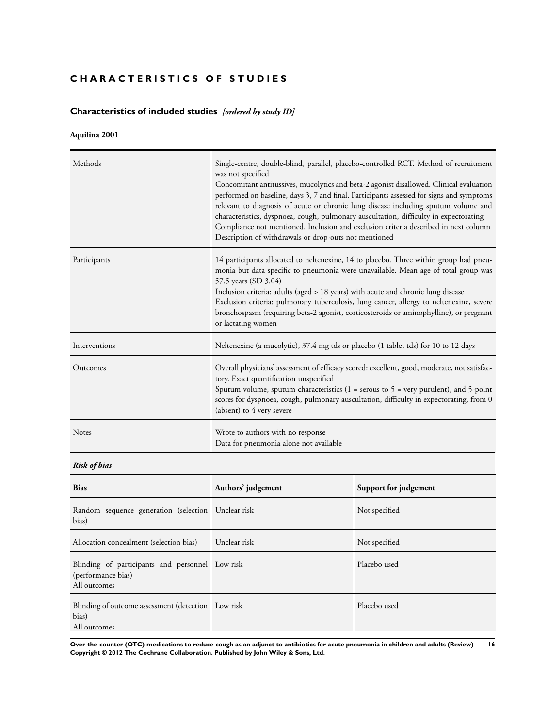# CHARACTERISTICS OF STUDIES

## Characteristics of included studies *[ordered by study ID]*

### Aquilina 2001

| | |
|---|---|
| Methods | Single-centre, double-blind, parallel, placebo-controlled RCT. Method of recruitment was not specified<br>Concomitant antitussives, mucolytics and beta-2 agonist disallowed. Clinical evaluation performed on baseline, days 3, 7 and final. Participants assessed for signs and symptoms relevant to diagnosis of acute or chronic lung disease including sputum volume and characteristics, dyspnoea, cough, pulmonary auscultation, difficulty in expectorating<br>Compliance not mentioned. Inclusion and exclusion criteria described in next column<br>Description of withdrawals or drop-outs not mentioned |
| Participants | 14 participants allocated to neltenexine, 14 to placebo. Three within group had pneumonia but data specific to pneumonia were unavailable. Mean age of total group was 57.5 years (SD 3.04)<br>Inclusion criteria: adults (aged > 18 years) with acute and chronic lung disease<br>Exclusion criteria: pulmonary tuberculosis, lung cancer, allergy to neltenexine, severe bronchospasm (requiring beta-2 agonist, corticosteroids or aminophylline), or pregnant or lactating women |
| Interventions | Neltenexine (a mucolytic), 37.4 mg tds or placebo (1 tablet tds) for 10 to 12 days |
| Outcomes | Overall physicians' assessment of efficacy scored: excellent, good, moderate, not satisfactory. Exact quantification unspecified<br>Sputum volume, sputum characteristics (1 = serous to 5 = very purulent), and 5-point scores for dyspnoea, cough, pulmonary auscultation, difficulty in expectorating, from 0 (absent) to 4 very severe |
| Notes | Wrote to authors with no response<br>Data for pneumonia alone not available |

*Risk of bias*

| Bias | Authors' judgement | Support for judgement |
|---|---|---|
| Random sequence generation (selection bias) | Unclear risk | Not specified |
| Allocation concealment (selection bias) | Unclear risk | Not specified |
| Blinding of participants and personnel (performance bias)<br>All outcomes | Low risk | Placebo used |
| Blinding of outcome assessment (detection bias)<br>All outcomes | Low risk | Placebo used |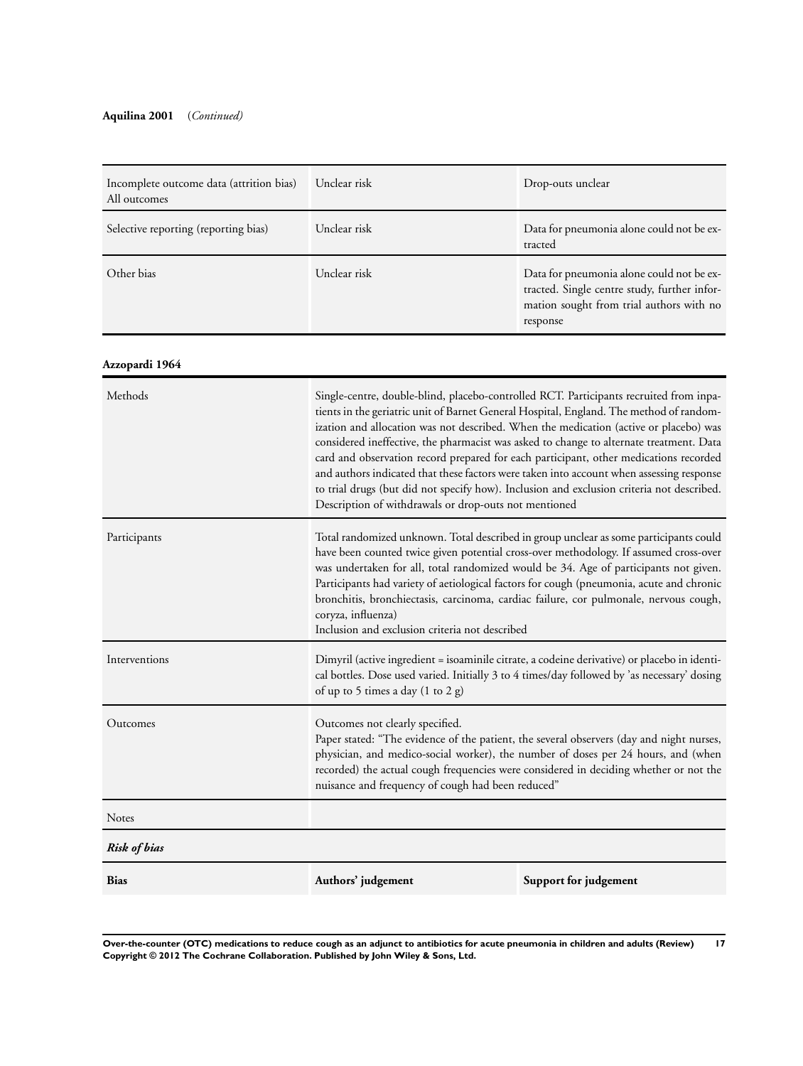**Aquilina 2001** (*Continued*)

| | | |
|---|---|---|
| Incomplete outcome data (attrition bias) All outcomes | Unclear risk | Drop-outs unclear |
| Selective reporting (reporting bias) | Unclear risk | Data for pneumonia alone could not be extracted |
| Other bias | Unclear risk | Data for pneumonia alone could not be extracted. Single centre study, further information sought from trial authors with no response |

**Azzopardi 1964**

| | |
|---|---|
| Methods | Single-centre, double-blind, placebo-controlled RCT. Participants recruited from inpatients in the geriatric unit of Barnet General Hospital, England. The method of randomization and allocation was not described. When the medication (active or placebo) was considered ineffective, the pharmacist was asked to change to alternate treatment. Data card and observation record prepared for each participant, other medications recorded and authors indicated that these factors were taken into account when assessing response to trial drugs (but did not specify how). Inclusion and exclusion criteria not described. Description of withdrawals or drop-outs not mentioned |
| Participants | Total randomized unknown. Total described in group unclear as some participants could have been counted twice given potential cross-over methodology. If assumed cross-over was undertaken for all, total randomized would be 34. Age of participants not given. Participants had variety of aetiological factors for cough (pneumonia, acute and chronic bronchitis, bronchiectasis, carcinoma, cardiac failure, cor pulmonale, nervous cough, coryza, influenza)<br>Inclusion and exclusion criteria not described |
| Interventions | Dimyril (active ingredient = isoaminile citrate, a codeine derivative) or placebo in identical bottles. Dose used varied. Initially 3 to 4 times/day followed by 'as necessary' dosing of up to 5 times a day (1 to 2 g) |
| Outcomes | Outcomes not clearly specified.<br>Paper stated: "The evidence of the patient, the several observers (day and night nurses, physician, and medico-social worker), the number of doses per 24 hours, and (when recorded) the actual cough frequencies were considered in deciding whether or not the nuisance and frequency of cough had been reduced" |
| Notes | |

***Risk of bias***

| **Bias** | **Authors' judgement** | **Support for judgement** |
|---|---|---|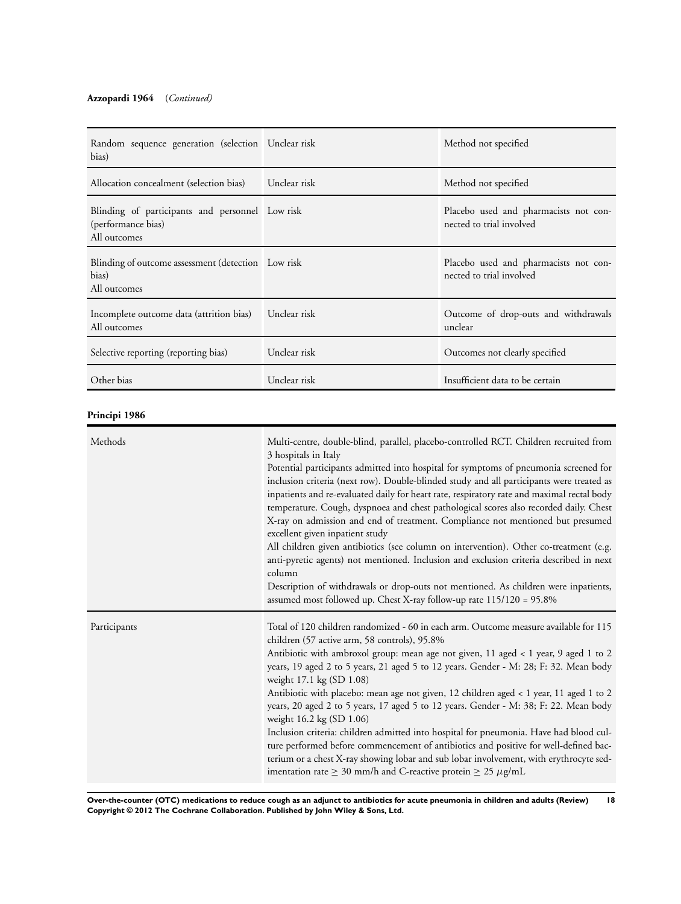**Azzopardi 1964** (*Continued*)

| Bias | Authors' judgement | Support for judgement |
|---|---|---|
| Random sequence generation (selection bias) | Unclear risk | Method not specified |
| Allocation concealment (selection bias) | Unclear risk | Method not specified |
| Blinding of participants and personnel (performance bias)<br>All outcomes | Low risk | Placebo used and pharmacists not connected to trial involved |
| Blinding of outcome assessment (detection bias)<br>All outcomes | Low risk | Placebo used and pharmacists not connected to trial involved |
| Incomplete outcome data (attrition bias)<br>All outcomes | Unclear risk | Outcome of drop-outs and withdrawals unclear |
| Selective reporting (reporting bias) | Unclear risk | Outcomes not clearly specified |
| Other bias | Unclear risk | Insufficient data to be certain |

**Principi 1986**

| | |
|---|---|
| Methods | Multi-centre, double-blind, parallel, placebo-controlled RCT. Children recruited from 3 hospitals in Italy<br>Potential participants admitted into hospital for symptoms of pneumonia screened for inclusion criteria (next row). Double-blinded study and all participants were treated as inpatients and re-evaluated daily for heart rate, respiratory rate and maximal rectal body temperature. Cough, dyspnoea and chest pathological scores also recorded daily. Chest X-ray on admission and end of treatment. Compliance not mentioned but presumed excellent given inpatient study<br>All children given antibiotics (see column on intervention). Other co-treatment (e.g. anti-pyretic agents) not mentioned. Inclusion and exclusion criteria described in next column<br>Description of withdrawals or drop-outs not mentioned. As children were inpatients, assumed most followed up. Chest X-ray follow-up rate 115/120 = 95.8% |
| Participants | Total of 120 children randomized - 60 in each arm. Outcome measure available for 115 children (57 active arm, 58 controls), 95.8%<br>Antibiotic with ambroxol group: mean age not given, 11 aged < 1 year, 9 aged 1 to 2 years, 19 aged 2 to 5 years, 21 aged 5 to 12 years. Gender - M: 28; F: 32. Mean body weight 17.1 kg (SD 1.08)<br>Antibiotic with placebo: mean age not given, 12 children aged < 1 year, 11 aged 1 to 2 years, 20 aged 2 to 5 years, 17 aged 5 to 12 years. Gender - M: 38; F: 22. Mean body weight 16.2 kg (SD 1.06)<br>Inclusion criteria: children admitted into hospital for pneumonia. Have had blood culture performed before commencement of antibiotics and positive for well-defined bacterium or a chest X-ray showing lobar and sub lobar involvement, with erythrocyte sedimentation rate ≥ 30 mm/h and C-reactive protein ≥ 25 $\mu$g/mL |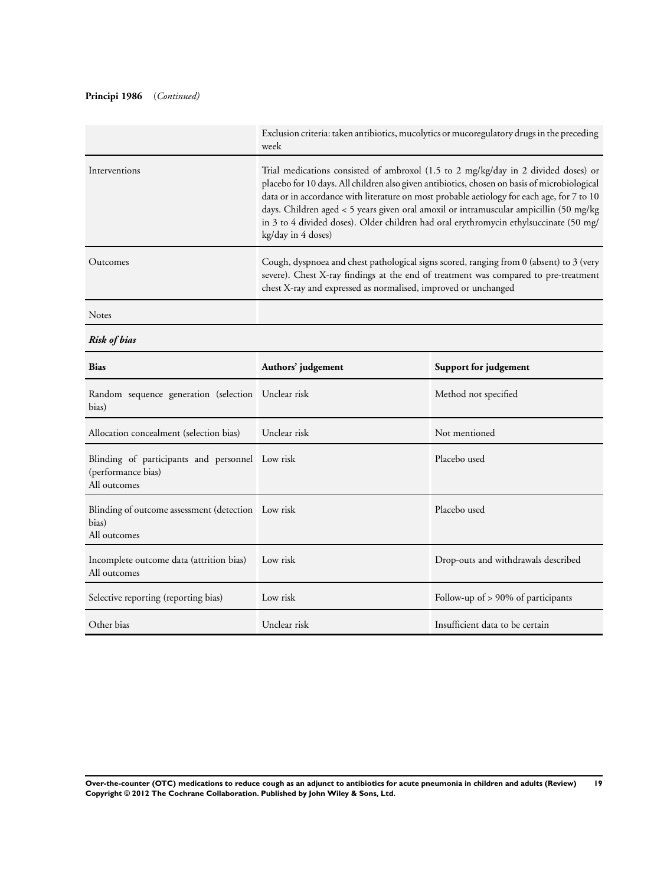**Principi 1986** (*Continued*)

| | |
|---|---|
| | Exclusion criteria: taken antibiotics, mucolytics or mucoregulatory drugs in the preceding week |
| Interventions | Trial medications consisted of ambroxol (1.5 to 2 mg/kg/day in 2 divided doses) or placebo for 10 days. All children also given antibiotics, chosen on basis of microbiological data or in accordance with literature on most probable aetiology for each age, for 7 to 10 days. Children aged < 5 years given oral amoxil or intramuscular ampicillin (50 mg/kg in 3 to 4 divided doses). Older children had oral erythromycin ethylsuccinate (50 mg/kg/day in 4 doses) |
| Outcomes | Cough, dyspnoea and chest pathological signs scored, ranging from 0 (absent) to 3 (very severe). Chest X-ray findings at the end of treatment was compared to pre-treatment chest X-ray and expressed as normalised, improved or unchanged |
| Notes | |

***Risk of bias***

| Bias | Authors' judgement | Support for judgement |
|---|---|---|
| Random sequence generation (selection bias) | Unclear risk | Method not specified |
| Allocation concealment (selection bias) | Unclear risk | Not mentioned |
| Blinding of participants and personnel (performance bias) All outcomes | Low risk | Placebo used |
| Blinding of outcome assessment (detection bias) All outcomes | Low risk | Placebo used |
| Incomplete outcome data (attrition bias) All outcomes | Low risk | Drop-outs and withdrawals described |
| Selective reporting (reporting bias) | Low risk | Follow-up of > 90% of participants |
| Other bias | Unclear risk | Insufficient data to be certain |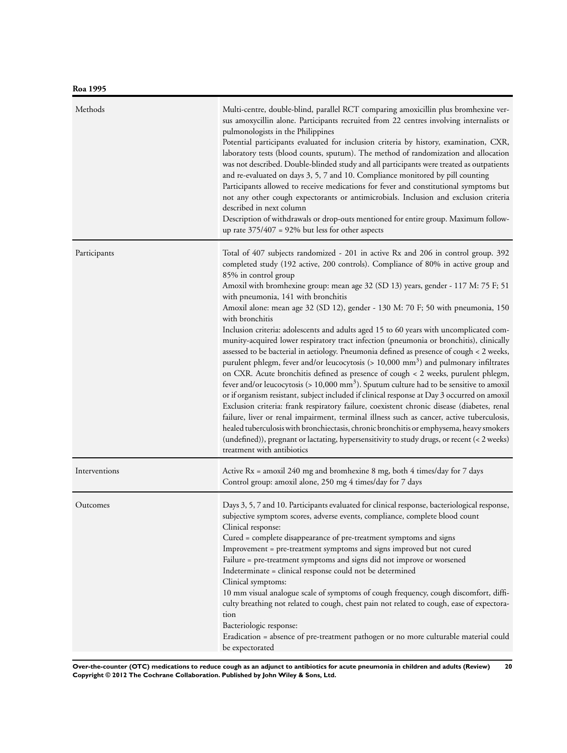**Roa 1995**

| | |
|---|---|
| Methods | Multi-centre, double-blind, parallel RCT comparing amoxicillin plus bromhexine versus amoxycillin alone. Participants recruited from 22 centres involving internalists or pulmonologists in the Philippines<br>Potential participants evaluated for inclusion criteria by history, examination, CXR, laboratory tests (blood counts, sputum). The method of randomization and allocation was not described. Double-blinded study and all participants were treated as outpatients and re-evaluated on days 3, 5, 7 and 10. Compliance monitored by pill counting<br>Participants allowed to receive medications for fever and constitutional symptoms but not any other cough expectorants or antimicrobials. Inclusion and exclusion criteria described in next column<br>Description of withdrawals or drop-outs mentioned for entire group. Maximum follow-up rate 375/407 = 92% but less for other aspects |
| Participants | Total of 407 subjects randomized - 201 in active Rx and 206 in control group. 392 completed study (192 active, 200 controls). Compliance of 80% in active group and 85% in control group<br>Amoxil with bromhexine group: mean age 32 (SD 13) years, gender - 117 M: 75 F; 51 with pneumonia, 141 with bronchitis<br>Amoxil alone: mean age 32 (SD 12), gender - 130 M: 70 F; 50 with pneumonia, 150 with bronchitis<br>Inclusion criteria: adolescents and adults aged 15 to 60 years with uncomplicated community-acquired lower respiratory tract infection (pneumonia or bronchitis), clinically assessed to be bacterial in aetiology. Pneumonia defined as presence of cough < 2 weeks, purulent phlegm, fever and/or leucocytosis (> 10,000 $mm^3$) and pulmonary infiltrates on CXR. Acute bronchitis defined as presence of cough < 2 weeks, purulent phlegm, fever and/or leucocytosis (> 10,000 $mm^3$). Sputum culture had to be sensitive to amoxil or if organism resistant, subject included if clinical response at Day 3 occurred on amoxil<br>Exclusion criteria: frank respiratory failure, coexistent chronic disease (diabetes, renal failure, liver or renal impairment, terminal illness such as cancer, active tuberculosis, healed tuberculosis with bronchiectasis, chronic bronchitis or emphysema, heavy smokers (undefined)), pregnant or lactating, hypersensitivity to study drugs, or recent (< 2 weeks) treatment with antibiotics |
| Interventions | Active Rx = amoxil 240 mg and bromhexine 8 mg, both 4 times/day for 7 days<br>Control group: amoxil alone, 250 mg 4 times/day for 7 days |
| Outcomes | Days 3, 5, 7 and 10. Participants evaluated for clinical response, bacteriological response, subjective symptom scores, adverse events, compliance, complete blood count<br>Clinical response:<br>Cured = complete disappearance of pre-treatment symptoms and signs<br>Improvement = pre-treatment symptoms and signs improved but not cured<br>Failure = pre-treatment symptoms and signs did not improve or worsened<br>Indeterminate = clinical response could not be determined<br>Clinical symptoms:<br>10 mm visual analogue scale of symptoms of cough frequency, cough discomfort, difficulty breathing not related to cough, chest pain not related to cough, ease of expectoration<br>Bacteriologic response:<br>Eradication = absence of pre-treatment pathogen or no more culturable material could be expectorated |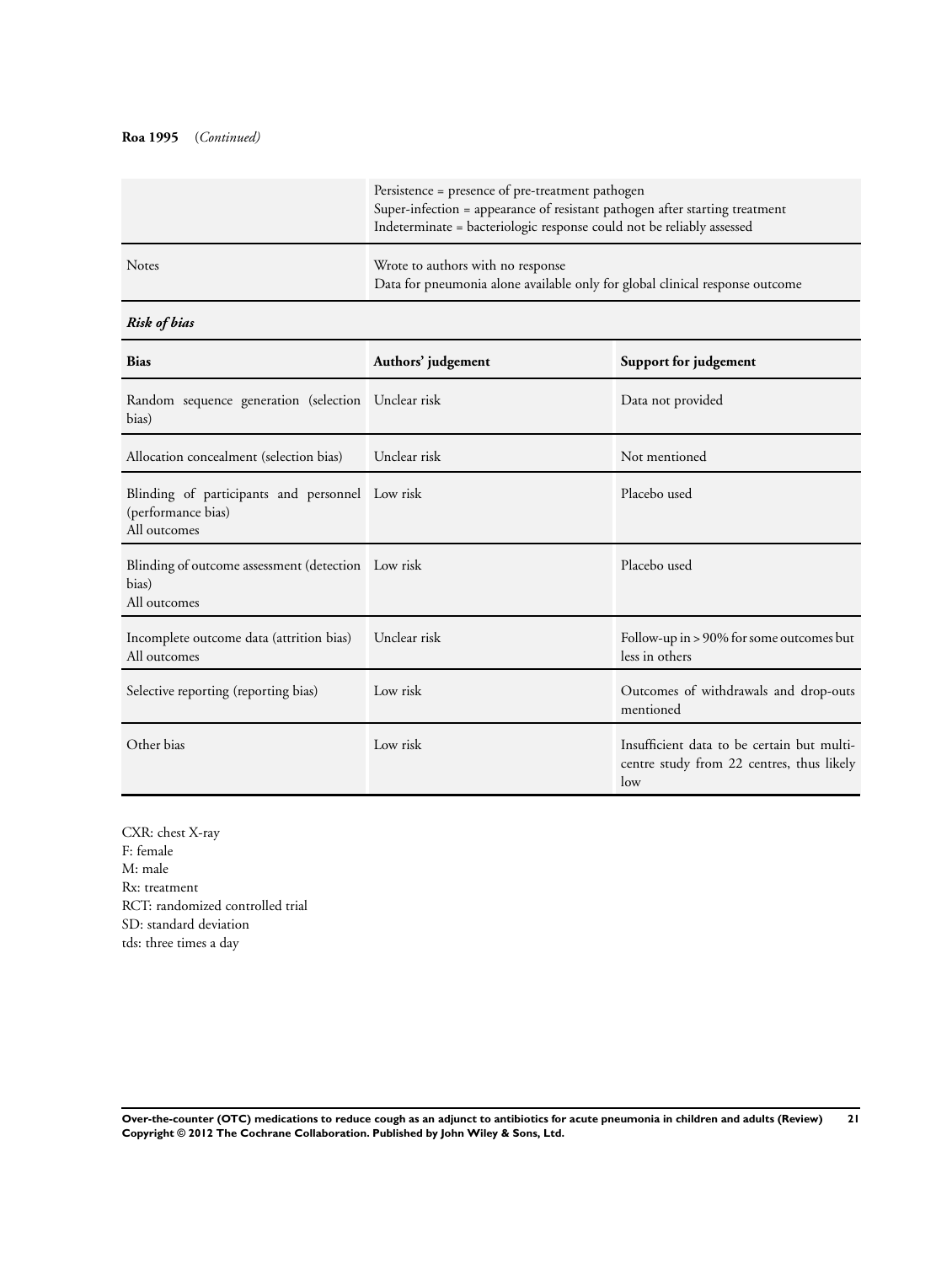**Roa 1995** (*Continued*)

| | |
|---|---|
| | Persistence = presence of pre-treatment pathogen<br>Super-infection = appearance of resistant pathogen after starting treatment<br>Indeterminate = bacteriologic response could not be reliably assessed |
| Notes | Wrote to authors with no response<br>Data for pneumonia alone available only for global clinical response outcome |

***Risk of bias***

| Bias | Authors' judgement | Support for judgement |
|---|---|---|
| Random sequence generation (selection bias) | Unclear risk | Data not provided |
| Allocation concealment (selection bias) | Unclear risk | Not mentioned |
| Blinding of participants and personnel (performance bias)<br>All outcomes | Low risk | Placebo used |
| Blinding of outcome assessment (detection bias)<br>All outcomes | Low risk | Placebo used |
| Incomplete outcome data (attrition bias)<br>All outcomes | Unclear risk | Follow-up in > 90% for some outcomes but less in others |
| Selective reporting (reporting bias) | Low risk | Outcomes of withdrawals and drop-outs mentioned |
| Other bias | Low risk | Insufficient data to be certain but multi-centre study from 22 centres, thus likely low |

CXR: chest X-ray
F: female
M: male
Rx: treatment
RCT: randomized controlled trial
SD: standard deviation
tds: three times a day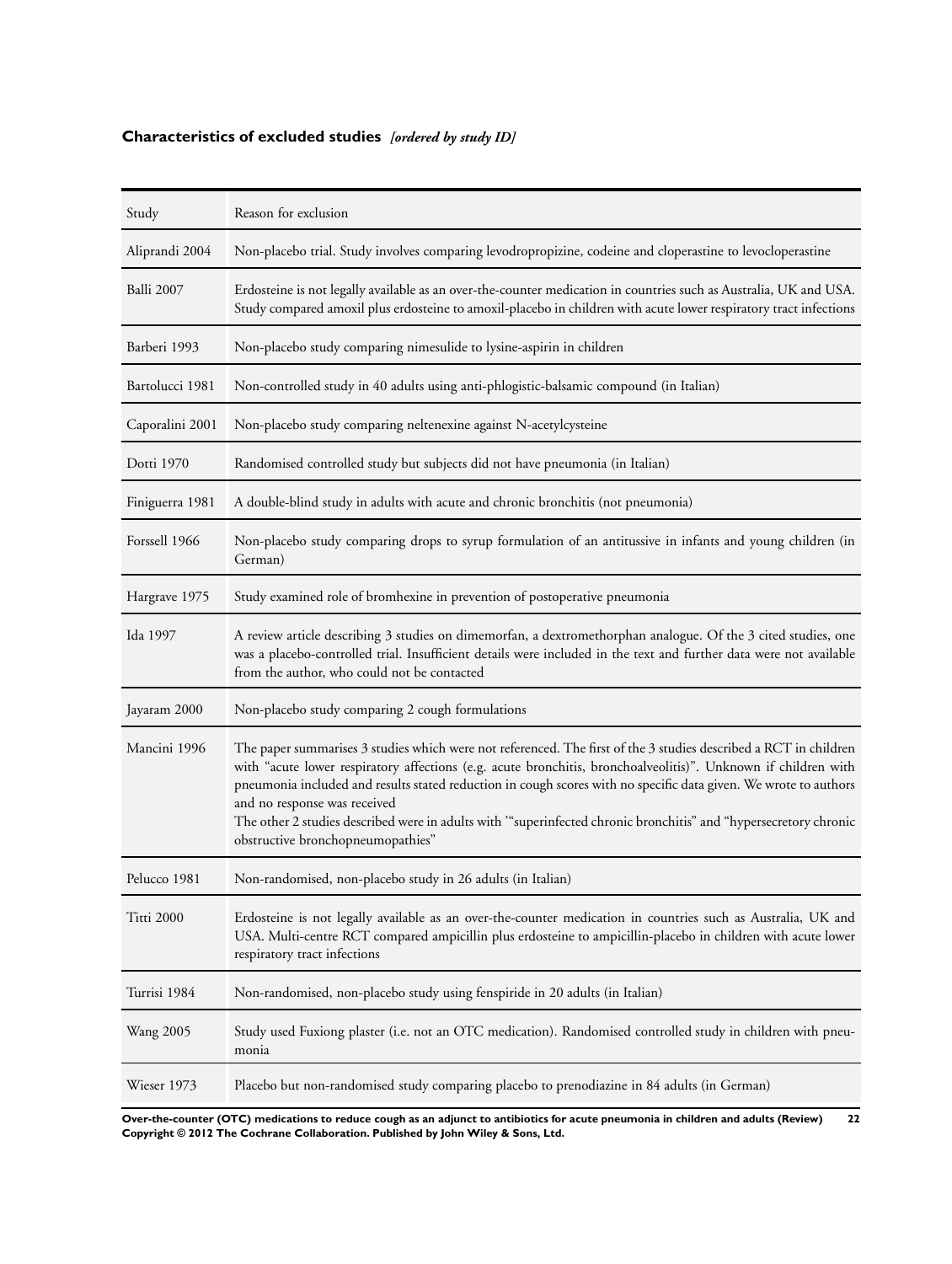### Characteristics of excluded studies *[ordered by study ID]*

| Study | Reason for exclusion |
|---|---|
| Aliprandi 2004 | Non-placebo trial. Study involves comparing levodropropizine, codeine and cloperastine to levocloperastine |
| Balli 2007 | Erdosteine is not legally available as an over-the-counter medication in countries such as Australia, UK and USA. Study compared amoxil plus erdosteine to amoxil-placebo in children with acute lower respiratory tract infections |
| Barberi 1993 | Non-placebo study comparing nimesulide to lysine-aspirin in children |
| Bartolucci 1981 | Non-controlled study in 40 adults using anti-phlogistic-balsamic compound (in Italian) |
| Caporalini 2001 | Non-placebo study comparing neltenexine against N-acetylcysteine |
| Dotti 1970 | Randomised controlled study but subjects did not have pneumonia (in Italian) |
| Finiguerra 1981 | A double-blind study in adults with acute and chronic bronchitis (not pneumonia) |
| Forssell 1966 | Non-placebo study comparing drops to syrup formulation of an antitussive in infants and young children (in German) |
| Hargrave 1975 | Study examined role of bromhexine in prevention of postoperative pneumonia |
| Ida 1997 | A review article describing 3 studies on dimemorfan, a dextromethorphan analogue. Of the 3 cited studies, one was a placebo-controlled trial. Insufficient details were included in the text and further data were not available from the author, who could not be contacted |
| Jayaram 2000 | Non-placebo study comparing 2 cough formulations |
| Mancini 1996 | The paper summarises 3 studies which were not referenced. The first of the 3 studies described a RCT in children with "acute lower respiratory affections (e.g. acute bronchitis, bronchoalveolitis)". Unknown if children with pneumonia included and results stated reduction in cough scores with no specific data given. We wrote to authors and no response was received<br>The other 2 studies described were in adults with '"superinfected chronic bronchitis" and "hypersecretory chronic obstructive bronchopneumopathies" |
| Pelucco 1981 | Non-randomised, non-placebo study in 26 adults (in Italian) |
| Titti 2000 | Erdosteine is not legally available as an over-the-counter medication in countries such as Australia, UK and USA. Multi-centre RCT compared ampicillin plus erdosteine to ampicillin-placebo in children with acute lower respiratory tract infections |
| Turrisi 1984 | Non-randomised, non-placebo study using fenspiride in 20 adults (in Italian) |
| Wang 2005 | Study used Fuxiong plaster (i.e. not an OTC medication). Randomised controlled study in children with pneumonia |
| Wieser 1973 | Placebo but non-randomised study comparing placebo to prenodiazine in 84 adults (in German) |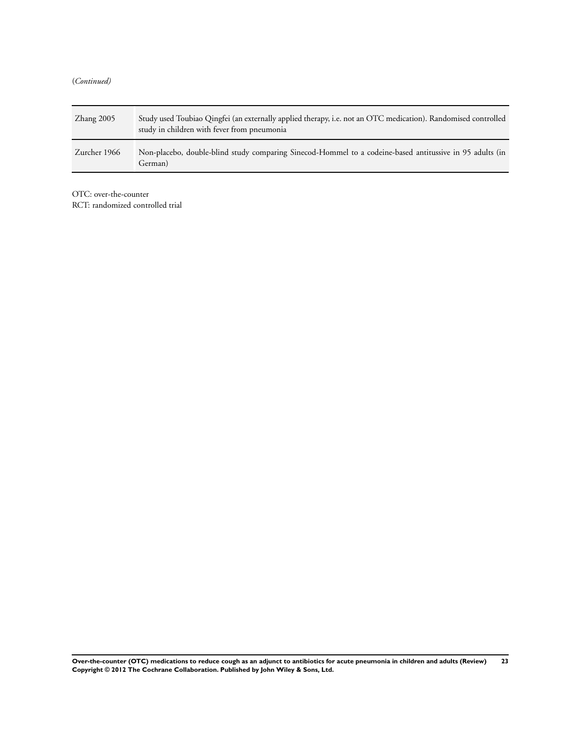(*Continued*)

| | |
|---|---|
| Zhang 2005 | Study used Toubiao Qingfei (an externally applied therapy, i.e. not an OTC medication). Randomised controlled study in children with fever from pneumonia |
| Zurcher 1966 | Non-placebo, double-blind study comparing Sinecod-Hommel to a codeine-based antitussive in 95 adults (in German) |

OTC: over-the-counter
RCT: randomized controlled trial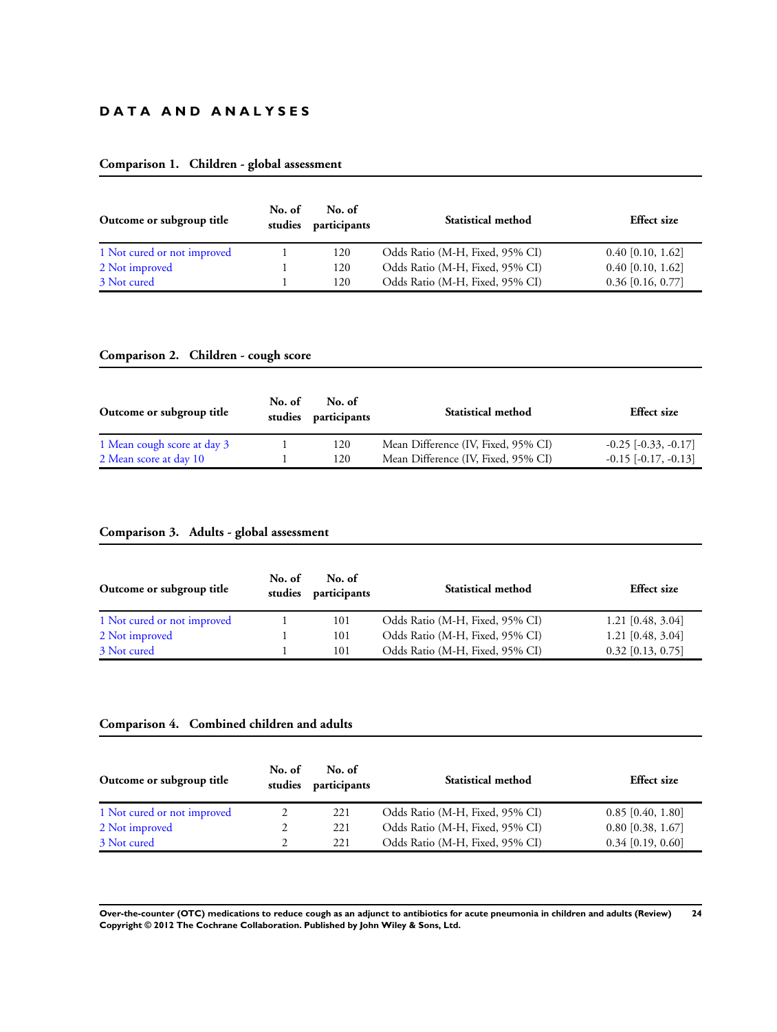# DATA AND ANALYSES

### Comparison 1. Children - global assessment

| Outcome or subgroup title | No. of studies | No. of participants | Statistical method | Effect size |
|---|---|---|---|---|
| 1 Not cured or not improved | 1 | 120 | Odds Ratio (M-H, Fixed, 95% CI) | 0.40 [0.10, 1.62] |
| 2 Not improved | 1 | 120 | Odds Ratio (M-H, Fixed, 95% CI) | 0.40 [0.10, 1.62] |
| 3 Not cured | 1 | 120 | Odds Ratio (M-H, Fixed, 95% CI) | 0.36 [0.16, 0.77] |

### Comparison 2. Children - cough score

| Outcome or subgroup title | No. of studies | No. of participants | Statistical method | Effect size |
|---|---|---|---|---|
| 1 Mean cough score at day 3 | 1 | 120 | Mean Difference (IV, Fixed, 95% CI) | -0.25 [-0.33, -0.17] |
| 2 Mean score at day 10 | 1 | 120 | Mean Difference (IV, Fixed, 95% CI) | -0.15 [-0.17, -0.13] |

### Comparison 3. Adults - global assessment

| Outcome or subgroup title | No. of studies | No. of participants | Statistical method | Effect size |
|---|---|---|---|---|
| 1 Not cured or not improved | 1 | 101 | Odds Ratio (M-H, Fixed, 95% CI) | 1.21 [0.48, 3.04] |
| 2 Not improved | 1 | 101 | Odds Ratio (M-H, Fixed, 95% CI) | 1.21 [0.48, 3.04] |
| 3 Not cured | 1 | 101 | Odds Ratio (M-H, Fixed, 95% CI) | 0.32 [0.13, 0.75] |

### Comparison 4. Combined children and adults

| Outcome or subgroup title | No. of studies | No. of participants | Statistical method | Effect size |
|---|---|---|---|---|
| 1 Not cured or not improved | 2 | 221 | Odds Ratio (M-H, Fixed, 95% CI) | 0.85 [0.40, 1.80] |
| 2 Not improved | 2 | 221 | Odds Ratio (M-H, Fixed, 95% CI) | 0.80 [0.38, 1.67] |
| 3 Not cured | 2 | 221 | Odds Ratio (M-H, Fixed, 95% CI) | 0.34 [0.19, 0.60] |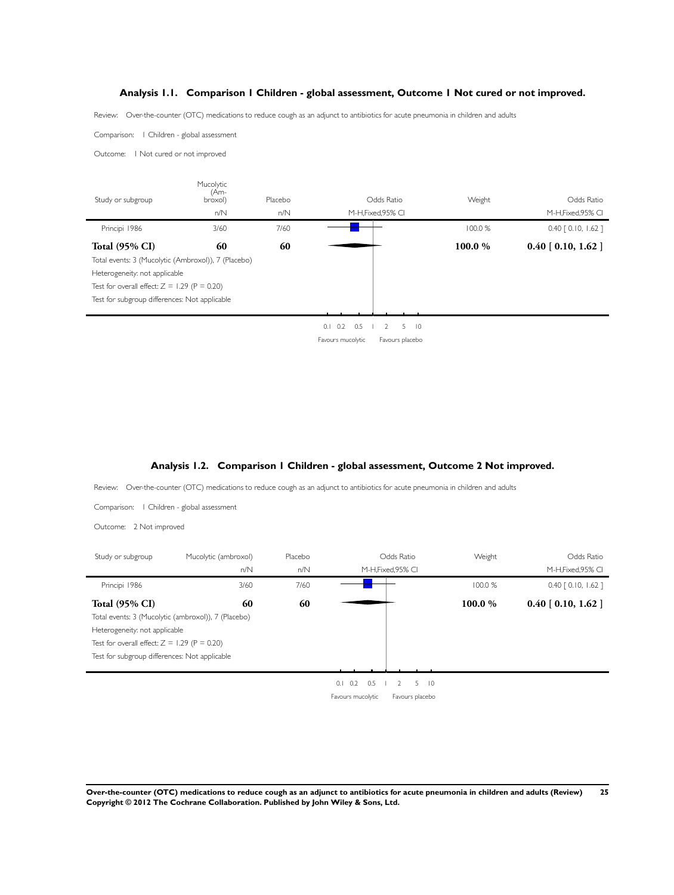## Analysis 1.1. Comparison 1 Children - global assessment, Outcome 1 Not cured or not improved.

Review: Over-the-counter (OTC) medications to reduce cough as an adjunct to antibiotics for acute pneumonia in children and adults

Comparison: 1 Children - global assessment

Outcome: 1 Not cured or not improved

| Study or subgroup | Mucolytic (Ambroxol) n/N | Placebo n/N | Odds Ratio M-H,Fixed,95% CI | Weight | Odds Ratio M-H,Fixed,95% CI |
|---|---|---|---|---|---|
| Principi 1986 | 3/60 | 7/60 | | 100.0 % | 0.40 [ 0.10, 1.62 ] |
| **Total (95% CI)** | **60** | **60** | | **100.0 %** | **0.40 [ 0.10, 1.62 ]** |

Total events: 3 (Mucolytic (Ambroxol)), 7 (Placebo)

Heterogeneity: not applicable

Test for overall effect: Z = 1.29 (P = 0.20)

Test for subgroup differences: Not applicable

0.1 0.2 0.5 1 2 5 10

Favours mucolytic Favours placebo

## Analysis 1.2. Comparison 1 Children - global assessment, Outcome 2 Not improved.

Review: Over-the-counter (OTC) medications to reduce cough as an adjunct to antibiotics for acute pneumonia in children and adults

Comparison: 1 Children - global assessment

Outcome: 2 Not improved

| Study or subgroup | Mucolytic (ambroxol) n/N | Placebo n/N | Odds Ratio M-H,Fixed,95% CI | Weight | Odds Ratio M-H,Fixed,95% CI |
|---|---|---|---|---|---|
| Principi 1986 | 3/60 | 7/60 | | 100.0 % | 0.40 [ 0.10, 1.62 ] |
| **Total (95% CI)** | **60** | **60** | | **100.0 %** | **0.40 [ 0.10, 1.62 ]** |

Total events: 3 (Mucolytic (ambroxol)), 7 (Placebo)

Heterogeneity: not applicable

Test for overall effect: Z = 1.29 (P = 0.20)

Test for subgroup differences: Not applicable

0.1 0.2 0.5 1 2 5 10

Favours mucolytic Favours placebo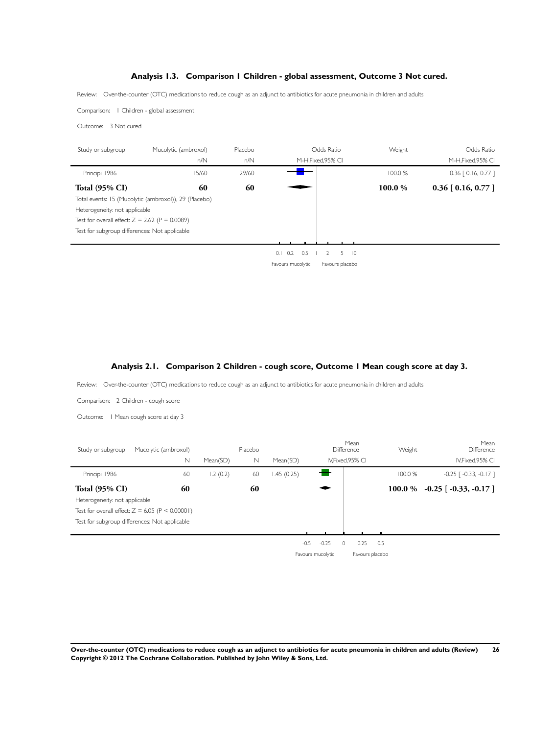## Analysis 1.3. Comparison 1 Children - global assessment, Outcome 3 Not cured.

Review: Over-the-counter (OTC) medications to reduce cough as an adjunct to antibiotics for acute pneumonia in children and adults

Comparison: 1 Children - global assessment

Outcome: 3 Not cured

| Study or subgroup | Mucolytic (ambroxol) n/N | Placebo n/N | Odds Ratio M-H,Fixed,95% CI | Weight | Odds Ratio M-H,Fixed,95% CI |
|---|---|---|---|---|---|
| Principi 1986 | 15/60 | 29/60 | | 100.0 % | 0.36 [ 0.16, 0.77 ] |
| **Total (95% CI)** | **60** | **60** | | **100.0 %** | **0.36 [ 0.16, 0.77 ]** |

Total events: 15 (Mucolytic (ambroxol)), 29 (Placebo)

Heterogeneity: not applicable

Test for overall effect: Z = 2.62 (P = 0.0089)

Test for subgroup differences: Not applicable

0.1 0.2 0.5 1 2 5 10

Favours mucolytic | Favours placebo

## Analysis 2.1. Comparison 2 Children - cough score, Outcome 1 Mean cough score at day 3.

Review: Over-the-counter (OTC) medications to reduce cough as an adjunct to antibiotics for acute pneumonia in children and adults

Comparison: 2 Children - cough score

Outcome: 1 Mean cough score at day 3

| Study or subgroup | Mucolytic (ambroxol) N | Mean(SD) | Placebo N | Mean(SD) | Mean Difference IV,Fixed,95% CI | Weight | Mean Difference IV,Fixed,95% CI |
|---|---|---|---|---|---|---|---|
| Principi 1986 | 60 | 1.2 (0.2) | 60 | 1.45 (0.25) | | 100.0 % | -0.25 [ -0.33, -0.17 ] |
| **Total (95% CI)** | **60** | | **60** | | | **100.0 %** | **-0.25 [ -0.33, -0.17 ]** |

Heterogeneity: not applicable

Test for overall effect: Z = 6.05 (P < 0.00001)

Test for subgroup differences: Not applicable

-0.5 -0.25 0 0.25 0.5

Favours mucolytic | Favours placebo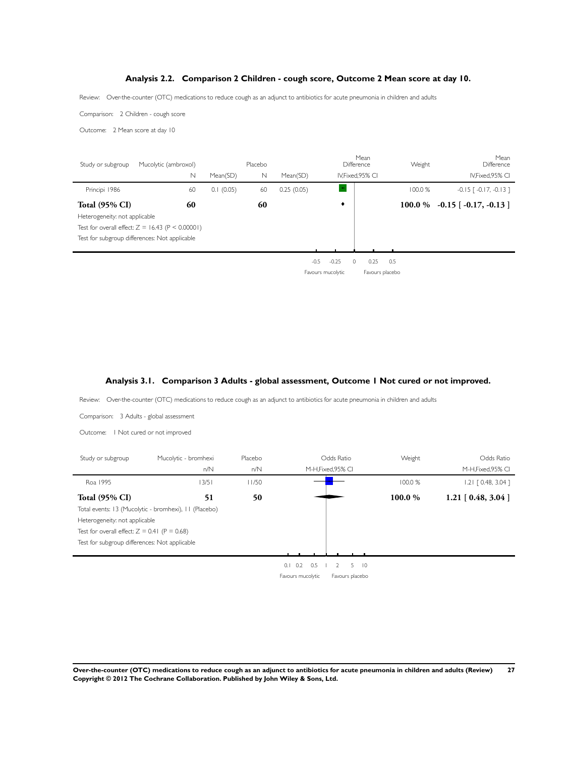## Analysis 2.2. Comparison 2 Children - cough score, Outcome 2 Mean score at day 10.

Review: Over-the-counter (OTC) medications to reduce cough as an adjunct to antibiotics for acute pneumonia in children and adults

Comparison: 2 Children - cough score

Outcome: 2 Mean score at day 10

| Study or subgroup | Mucolytic (ambroxol) N | Mean(SD) | Placebo N | Mean(SD) | Mean Difference IV,Fixed,95% CI | Weight | Mean Difference IV,Fixed,95% CI |
|---|---|---|---|---|---|---|---|
| Principi 1986 | 60 | 0.1 (0.05) | 60 | 0.25 (0.05) | | 100.0 % | -0.15 [ -0.17, -0.13 ] |
| **Total (95% CI)** | **60** | | **60** | | | **100.0 %** | **-0.15 [ -0.17, -0.13 ]** |

Heterogeneity: not applicable

Test for overall effect: $Z = 16.43$ ($P < 0.00001$)

Test for subgroup differences: Not applicable

-0.5 -0.25 0 0.25 0.5

Favours mucolytic Favours placebo

## Analysis 3.1. Comparison 3 Adults - global assessment, Outcome 1 Not cured or not improved.

Review: Over-the-counter (OTC) medications to reduce cough as an adjunct to antibiotics for acute pneumonia in children and adults

Comparison: 3 Adults - global assessment

Outcome: 1 Not cured or not improved

| Study or subgroup | Mucolytic - bromhexi n/N | Placebo n/N | Odds Ratio M-H,Fixed,95% CI | Weight | Odds Ratio M-H,Fixed,95% CI |
|---|---|---|---|---|---|
| Roa 1995 | 13/51 | 11/50 | | 100.0 % | 1.21 [ 0.48, 3.04 ] |
| **Total (95% CI)** | **51** | **50** | | **100.0 %** | **1.21 [ 0.48, 3.04 ]** |

Total events: 13 (Mucolytic - bromhexi), 11 (Placebo)

Heterogeneity: not applicable

Test for overall effect: $Z = 0.41$ ($P = 0.68$)

Test for subgroup differences: Not applicable

0.1 0.2 0.5 1 2 5 10

Favours mucolytic Favours placebo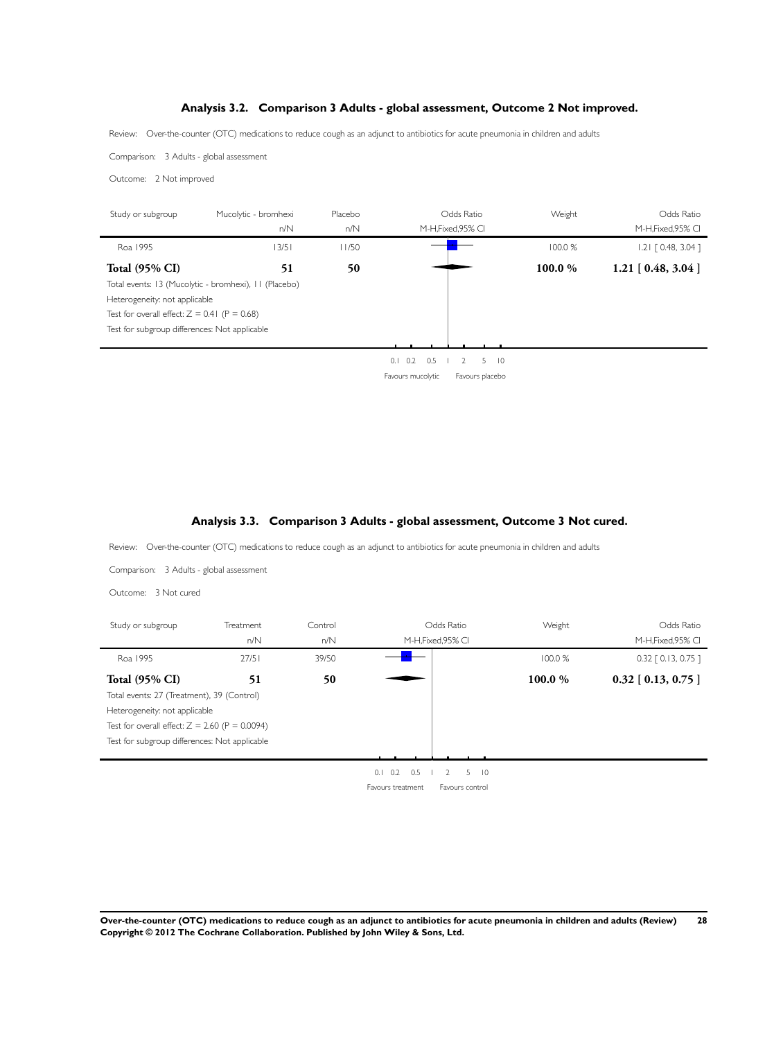## Analysis 3.2. Comparison 3 Adults - global assessment, Outcome 2 Not improved.

Review: Over-the-counter (OTC) medications to reduce cough as an adjunct to antibiotics for acute pneumonia in children and adults

Comparison: 3 Adults - global assessment

Outcome: 2 Not improved

| Study or subgroup | Mucolytic - bromhexi n/N | Placebo n/N | Odds Ratio M-H,Fixed,95% CI | Weight | Odds Ratio M-H,Fixed,95% CI |
|---|---|---|---|---|---|
| Roa 1995 | 13/51 | 11/50 | | 100.0 % | 1.21 [ 0.48, 3.04 ] |
| **Total (95% CI)** | **51** | **50** | | **100.0 %** | **1.21 [ 0.48, 3.04 ]** |

Total events: 13 (Mucolytic - bromhexi), 11 (Placebo)
Heterogeneity: not applicable
Test for overall effect: Z = 0.41 (P = 0.68)
Test for subgroup differences: Not applicable

0.1 0.2 0.5 1 2 5 10
Favours mucolytic | Favours placebo

## Analysis 3.3. Comparison 3 Adults - global assessment, Outcome 3 Not cured.

Review: Over-the-counter (OTC) medications to reduce cough as an adjunct to antibiotics for acute pneumonia in children and adults

Comparison: 3 Adults - global assessment

Outcome: 3 Not cured

| Study or subgroup | Treatment n/N | Control n/N | Odds Ratio M-H,Fixed,95% CI | Weight | Odds Ratio M-H,Fixed,95% CI |
|---|---|---|---|---|---|
| Roa 1995 | 27/51 | 39/50 | | 100.0 % | 0.32 [ 0.13, 0.75 ] |
| **Total (95% CI)** | **51** | **50** | | **100.0 %** | **0.32 [ 0.13, 0.75 ]** |

Total events: 27 (Treatment), 39 (Control)
Heterogeneity: not applicable
Test for overall effect: Z = 2.60 (P = 0.0094)
Test for subgroup differences: Not applicable

0.1 0.2 0.5 1 2 5 10
Favours treatment | Favours control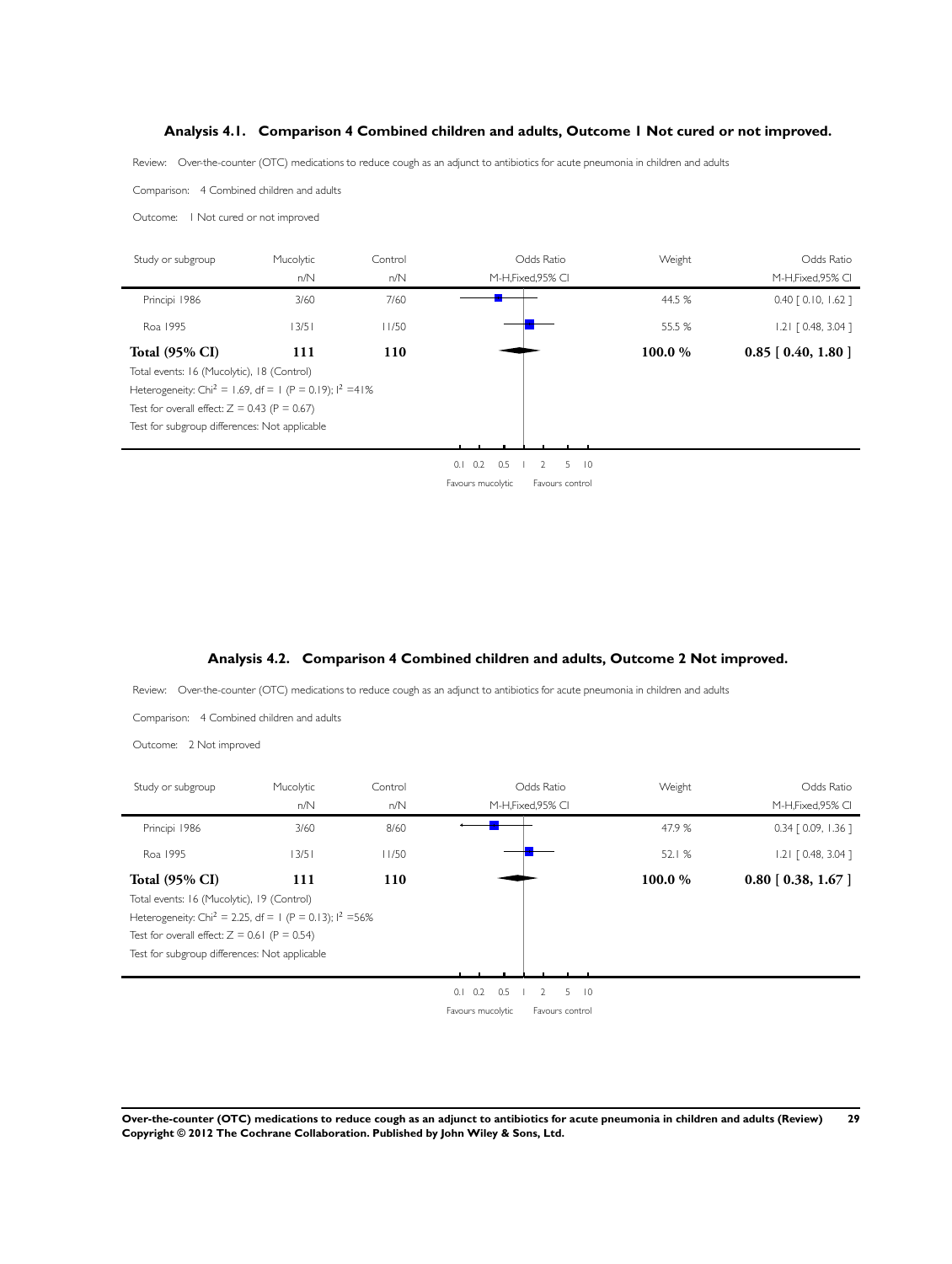### Analysis 4.1. Comparison 4 Combined children and adults, Outcome 1 Not cured or not improved.

Review: Over-the-counter (OTC) medications to reduce cough as an adjunct to antibiotics for acute pneumonia in children and adults

Comparison: 4 Combined children and adults

Outcome: 1 Not cured or not improved

| Study or subgroup | Mucolytic n/N | Control n/N | Odds Ratio M-H,Fixed,95% CI | Weight | Odds Ratio M-H,Fixed,95% CI |
|---|---|---|---|---|---|
| Principi 1986 | 3/60 | 7/60 | | 44.5 % | 0.40 [ 0.10, 1.62 ] |
| Roa 1995 | 13/51 | 11/50 | | 55.5 % | 1.21 [ 0.48, 3.04 ] |
| **Total (95% CI)** | **111** | **110** | | **100.0 %** | **0.85 [ 0.40, 1.80 ]** |

Total events: 16 (Mucolytic), 18 (Control)

Heterogeneity: $Chi^2 = 1.69$, df = 1 (P = 0.19); $I^2 = 41\%$

Test for overall effect: Z = 0.43 (P = 0.67)

Test for subgroup differences: Not applicable

0.1 0.2 0.5 1 2 5 10

Favours mucolytic Favours control

### Analysis 4.2. Comparison 4 Combined children and adults, Outcome 2 Not improved.

Review: Over-the-counter (OTC) medications to reduce cough as an adjunct to antibiotics for acute pneumonia in children and adults

Comparison: 4 Combined children and adults

Outcome: 2 Not improved

| Study or subgroup | Mucolytic n/N | Control n/N | Odds Ratio M-H,Fixed,95% CI | Weight | Odds Ratio M-H,Fixed,95% CI |
|---|---|---|---|---|---|
| Principi 1986 | 3/60 | 8/60 | | 47.9 % | 0.34 [ 0.09, 1.36 ] |
| Roa 1995 | 13/51 | 11/50 | | 52.1 % | 1.21 [ 0.48, 3.04 ] |
| **Total (95% CI)** | **111** | **110** | | **100.0 %** | **0.80 [ 0.38, 1.67 ]** |

Total events: 16 (Mucolytic), 19 (Control)

Heterogeneity: $Chi^2 = 2.25$, df = 1 (P = 0.13); $I^2 = 56\%$

Test for overall effect: Z = 0.61 (P = 0.54)

Test for subgroup differences: Not applicable

0.1 0.2 0.5 1 2 5 10

Favours mucolytic Favours control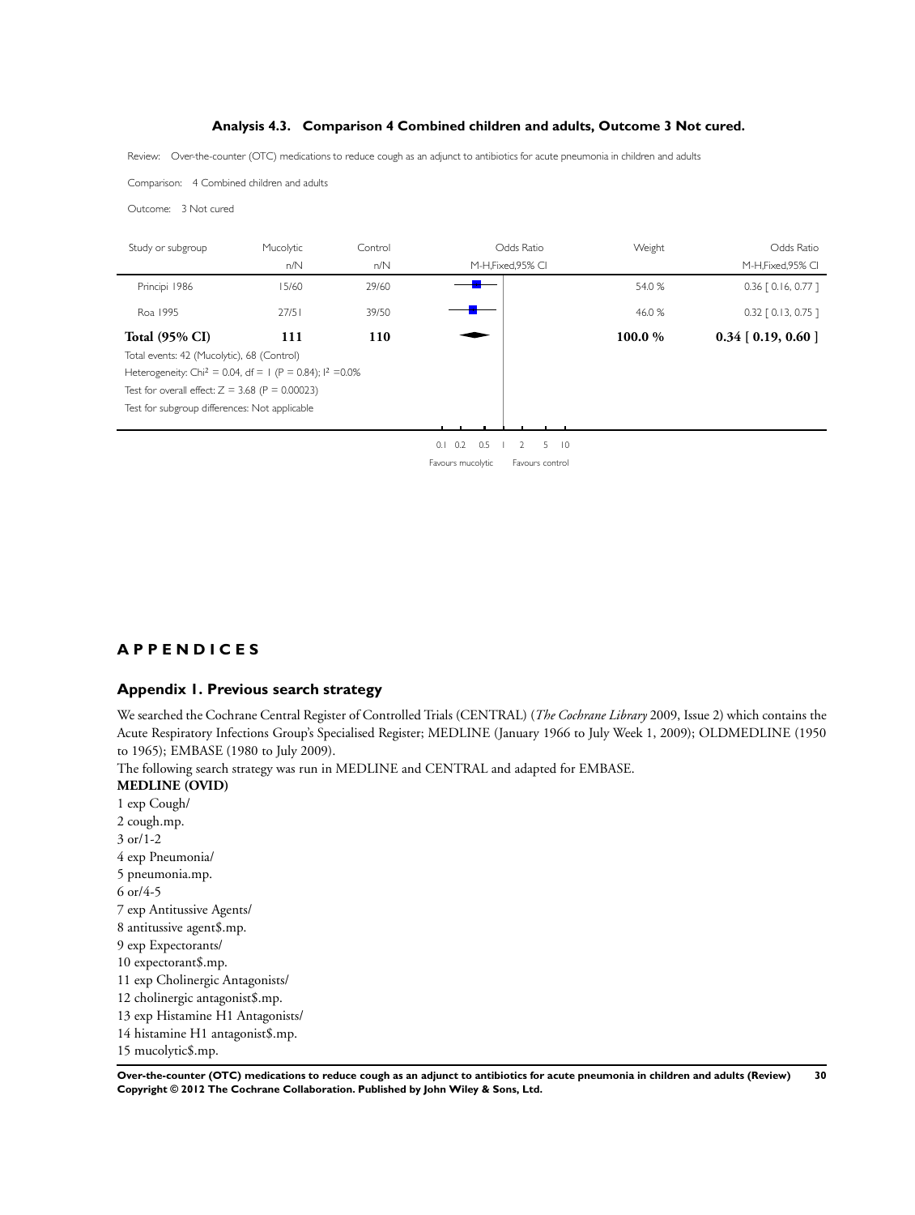### Analysis 4.3. Comparison 4 Combined children and adults, Outcome 3 Not cured.

Review: Over-the-counter (OTC) medications to reduce cough as an adjunct to antibiotics for acute pneumonia in children and adults

Comparison: 4 Combined children and adults

Outcome: 3 Not cured

| Study or subgroup | Mucolytic n/N | Control n/N | Odds Ratio M-H,Fixed,95% CI | Weight | Odds Ratio M-H,Fixed,95% CI |
|---|---|---|---|---|---|
| Principi 1986 | 15/60 | 29/60 | | 54.0 % | 0.36 [ 0.16, 0.77 ] |
| Roa 1995 | 27/51 | 39/50 | | 46.0 % | 0.32 [ 0.13, 0.75 ] |
| **Total (95% CI)** | **111** | **110** | | **100.0 %** | **0.34 [ 0.19, 0.60 ]** |

Total events: 42 (Mucolytic), 68 (Control)

Heterogeneity: $Chi^2 = 0.04$, df = 1 (P = 0.84); $I^2$ =0.0%

Test for overall effect: Z = 3.68 (P = 0.00023)

Test for subgroup differences: Not applicable

0.1 0.2 0.5 1 2 5 10

Favours mucolytic Favours control

# APPENDICES

## Appendix 1. Previous search strategy

We searched the Cochrane Central Register of Controlled Trials (CENTRAL) (*The Cochrane Library* 2009, Issue 2) which contains the Acute Respiratory Infections Group's Specialised Register; MEDLINE (January 1966 to July Week 1, 2009); OLDMEDLINE (1950 to 1965); EMBASE (1980 to July 2009).

The following search strategy was run in MEDLINE and CENTRAL and adapted for EMBASE.

**MEDLINE (OVID)**

1 exp Cough/
2 cough.mp.
3 or/1-2
4 exp Pneumonia/
5 pneumonia.mp.
6 or/4-5
7 exp Antitussive Agents/
8 antitussive agent$.mp.
9 exp Expectorants/
10 expectorant$.mp.
11 exp Cholinergic Antagonists/
12 cholinergic antagonist$.mp.
13 exp Histamine H1 Antagonists/
14 histamine H1 antagonist$.mp.
15 mucolytic$.mp.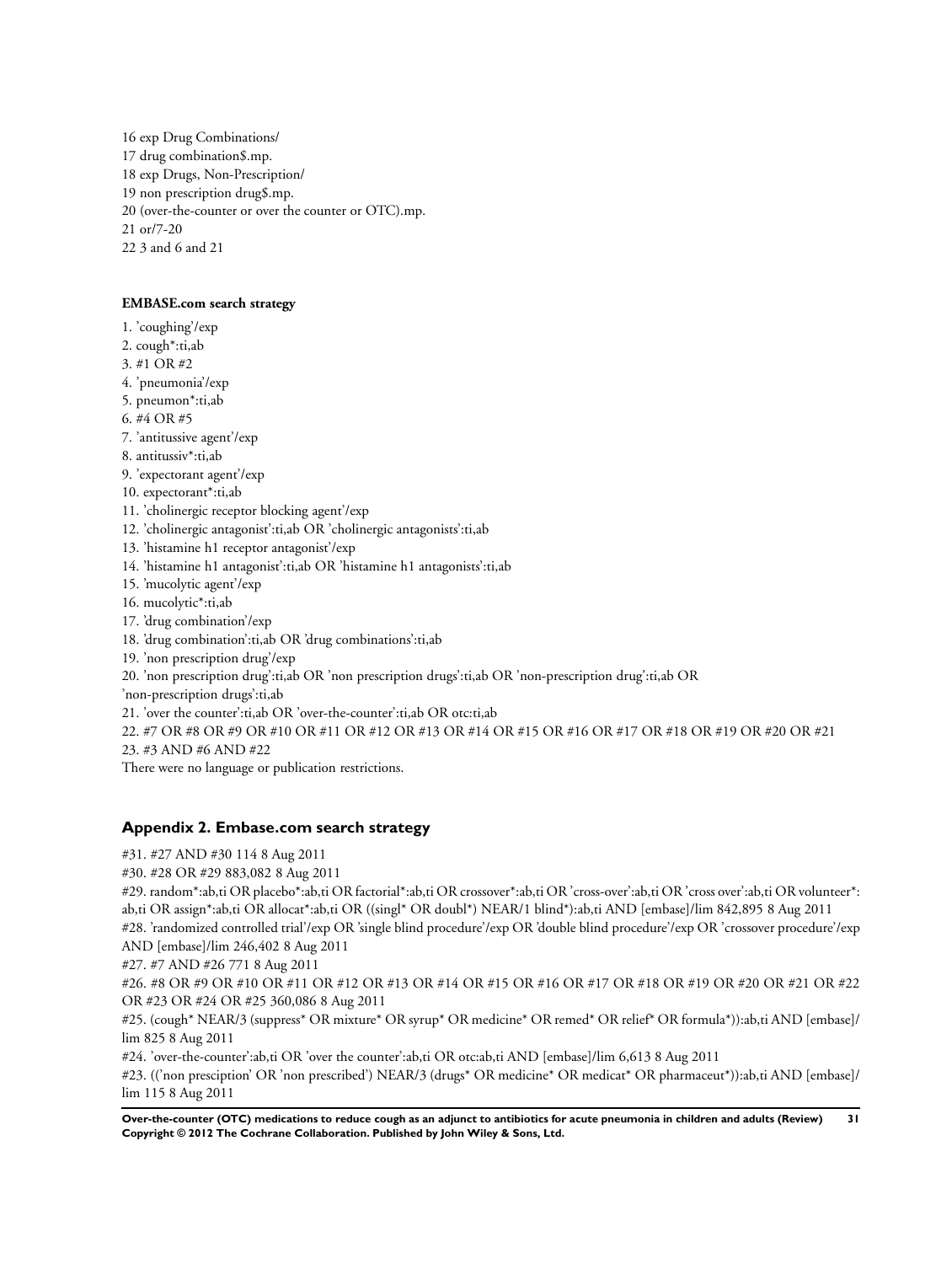16 exp Drug Combinations/
17 drug combination$.mp.
18 exp Drugs, Non-Prescription/
19 non prescription drug$.mp.
20 (over-the-counter or over the counter or OTC).mp.
21 or/7-20
22 3 and 6 and 21

**EMBASE.com search strategy**

1. 'coughing'/exp
2. cough*:ti,ab
3. #1 OR #2
4. 'pneumonia'/exp
5. pneumon*:ti,ab
6. #4 OR #5
7. 'antitussive agent'/exp
8. antitussiv*:ti,ab
9. 'expectorant agent'/exp
10. expectorant*:ti,ab
11. 'cholinergic receptor blocking agent'/exp
12. 'cholinergic antagonist':ti,ab OR 'cholinergic antagonists':ti,ab
13. 'histamine h1 receptor antagonist'/exp
14. 'histamine h1 antagonist':ti,ab OR 'histamine h1 antagonists':ti,ab
15. 'mucolytic agent'/exp
16. mucolytic*:ti,ab
17. 'drug combination'/exp
18. 'drug combination':ti,ab OR 'drug combinations':ti,ab
19. 'non prescription drug'/exp
20. 'non prescription drug':ti,ab OR 'non prescription drugs':ti,ab OR 'non-prescription drug':ti,ab OR 'non-prescription drugs':ti,ab
21. 'over the counter':ti,ab OR 'over-the-counter':ti,ab OR otc:ti,ab
22. #7 OR #8 OR #9 OR #10 OR #11 OR #12 OR #13 OR #14 OR #15 OR #16 OR #17 OR #18 OR #19 OR #20 OR #21
23. #3 AND #6 AND #22

There were no language or publication restrictions.

## Appendix 2. Embase.com search strategy

#31. #27 AND #30 114 8 Aug 2011

#30. #28 OR #29 883,082 8 Aug 2011

#29. random*:ab,ti OR placebo*:ab,ti OR factorial*:ab,ti OR crossover*:ab,ti OR 'cross-over':ab,ti OR 'cross over':ab,ti OR volunteer*:ab,ti OR assign*:ab,ti OR allocat*:ab,ti OR ((singl* OR doubl*) NEAR/1 blind*):ab,ti AND [embase]/lim 842,895 8 Aug 2011

#28. 'randomized controlled trial'/exp OR 'single blind procedure'/exp OR 'double blind procedure'/exp OR 'crossover procedure'/exp AND [embase]/lim 246,402 8 Aug 2011

#27. #7 AND #26 771 8 Aug 2011

#26. #8 OR #9 OR #10 OR #11 OR #12 OR #13 OR #14 OR #15 OR #16 OR #17 OR #18 OR #19 OR #20 OR #21 OR #22 OR #23 OR #24 OR #25 360,086 8 Aug 2011

#25. (cough* NEAR/3 (suppress* OR mixture* OR syrup* OR medicine* OR remed* OR relief* OR formula*)):ab,ti AND [embase]/lim 825 8 Aug 2011

#24. 'over-the-counter':ab,ti OR 'over the counter':ab,ti OR otc:ab,ti AND [embase]/lim 6,613 8 Aug 2011

#23. (('non presciption' OR 'non prescribed') NEAR/3 (drugs* OR medicine* OR medicat* OR pharmaceut*)):ab,ti AND [embase]/lim 115 8 Aug 2011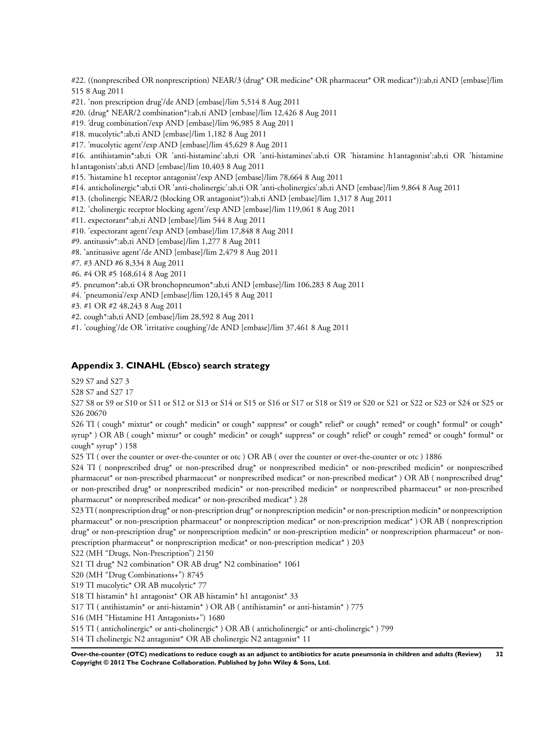#22. ((nonprescribed OR nonprescription) NEAR/3 (drug* OR medicine* OR pharmaceut* OR medicat*)):ab,ti AND [embase]/lim 515 8 Aug 2011

#21. 'non prescription drug'/de AND [embase]/lim 5,514 8 Aug 2011

#20. (drug* NEAR/2 combination*):ab,ti AND [embase]/lim 12,426 8 Aug 2011

#19. 'drug combination'/exp AND [embase]/lim 96,985 8 Aug 2011

#18. mucolytic*:ab,ti AND [embase]/lim 1,182 8 Aug 2011

#17. 'mucolytic agent'/exp AND [embase]/lim 45,629 8 Aug 2011

#16. antihistamin*:ab,ti OR 'anti-histamine':ab,ti OR 'anti-histamines':ab,ti OR 'histamine h1antagonist':ab,ti OR 'histamine h1antagonists':ab,ti AND [embase]/lim 10,403 8 Aug 2011

#15. 'histamine h1 receptor antagonist'/exp AND [embase]/lim 78,664 8 Aug 2011

#14. anticholinergic*:ab,ti OR 'anti-cholinergic':ab,ti OR 'anti-cholinergics':ab,ti AND [embase]/lim 9,864 8 Aug 2011

#13. (cholinergic NEAR/2 (blocking OR antagonist*)):ab,ti AND [embase]/lim 1,317 8 Aug 2011

#12. 'cholinergic receptor blocking agent'/exp AND [embase]/lim 119,061 8 Aug 2011

#11. expectorant*:ab,ti AND [embase]/lim 544 8 Aug 2011

#10. 'expectorant agent'/exp AND [embase]/lim 17,848 8 Aug 2011

#9. antitussiv*:ab,ti AND [embase]/lim 1,277 8 Aug 2011

#8. 'antitussive agent'/de AND [embase]/lim 2,479 8 Aug 2011

#7. #3 AND #6 8,334 8 Aug 2011

#6. #4 OR #5 168,614 8 Aug 2011

#5. pneumon*:ab,ti OR bronchopneumon*:ab,ti AND [embase]/lim 106,283 8 Aug 2011

#4. 'pneumonia'/exp AND [embase]/lim 120,145 8 Aug 2011

#3. #1 OR #2 48,243 8 Aug 2011

#2. cough*:ab,ti AND [embase]/lim 28,592 8 Aug 2011

#1. 'coughing'/de OR 'irritative coughing'/de AND [embase]/lim 37,461 8 Aug 2011

### Appendix 3. CINAHL (Ebsco) search strategy

S29 S7 and S27 3

S28 S7 and S27 17

S27 S8 or S9 or S10 or S11 or S12 or S13 or S14 or S15 or S16 or S17 or S18 or S19 or S20 or S21 or S22 or S23 or S24 or S25 or S26 20670

S26 TI ( cough* mixtur* or cough* medicin* or cough* suppress* or cough* relief* or cough* remed* or cough* formul* or cough* syrup* ) OR AB ( cough* mixtur* or cough* medicin* or cough* suppress* or cough* relief* or cough* remed* or cough* formul* or cough* syrup* ) 158

S25 TI ( over the counter or over-the-counter or otc ) OR AB ( over the counter or over-the-counter or otc ) 1886

S24 TI ( nonprescribed drug* or non-prescribed drug* or nonprescribed medicin* or non-prescribed medicin* or nonprescribed pharmaceut* or non-prescribed pharmaceut* or nonprescribed medicat* or non-prescribed medicat* ) OR AB ( nonprescribed drug* or non-prescribed drug* or nonprescribed medicin* or non-prescribed medicin* or nonprescribed pharmaceut* or non-prescribed pharmaceut* or nonprescribed medicat* or non-prescribed medicat* ) 28

S23 TI ( nonprescription drug* or non-prescription drug* or nonprescription medicin* or non-prescription medicin* or nonprescription pharmaceut* or non-prescription pharmaceut* or nonprescription medicat* or non-prescription medicat* ) OR AB ( nonprescription drug* or non-prescription drug* or nonprescription medicin* or non-prescription medicin* or nonprescription pharmaceut* or non-prescription pharmaceut* or nonprescription medicat* or non-prescription medicat* ) 203

S22 (MH "Drugs, Non-Prescription") 2150

S21 TI drug* N2 combination* OR AB drug* N2 combination* 1061

S20 (MH "Drug Combinations+") 8745

S19 TI mucolytic* OR AB mucolytic* 77

S18 TI histamin* h1 antagonist* OR AB histamin* h1 antagonist* 33

S17 TI ( antihistamin* or anti-histamin* ) OR AB ( antihistamin* or anti-histamin* ) 775

S16 (MH "Histamine H1 Antagonists+") 1680

S15 TI ( anticholinergic* or anti-cholinergic* ) OR AB ( anticholinergic* or anti-cholinergic* ) 799

S14 TI cholinergic N2 antagonist* OR AB cholinergic N2 antagonist* 11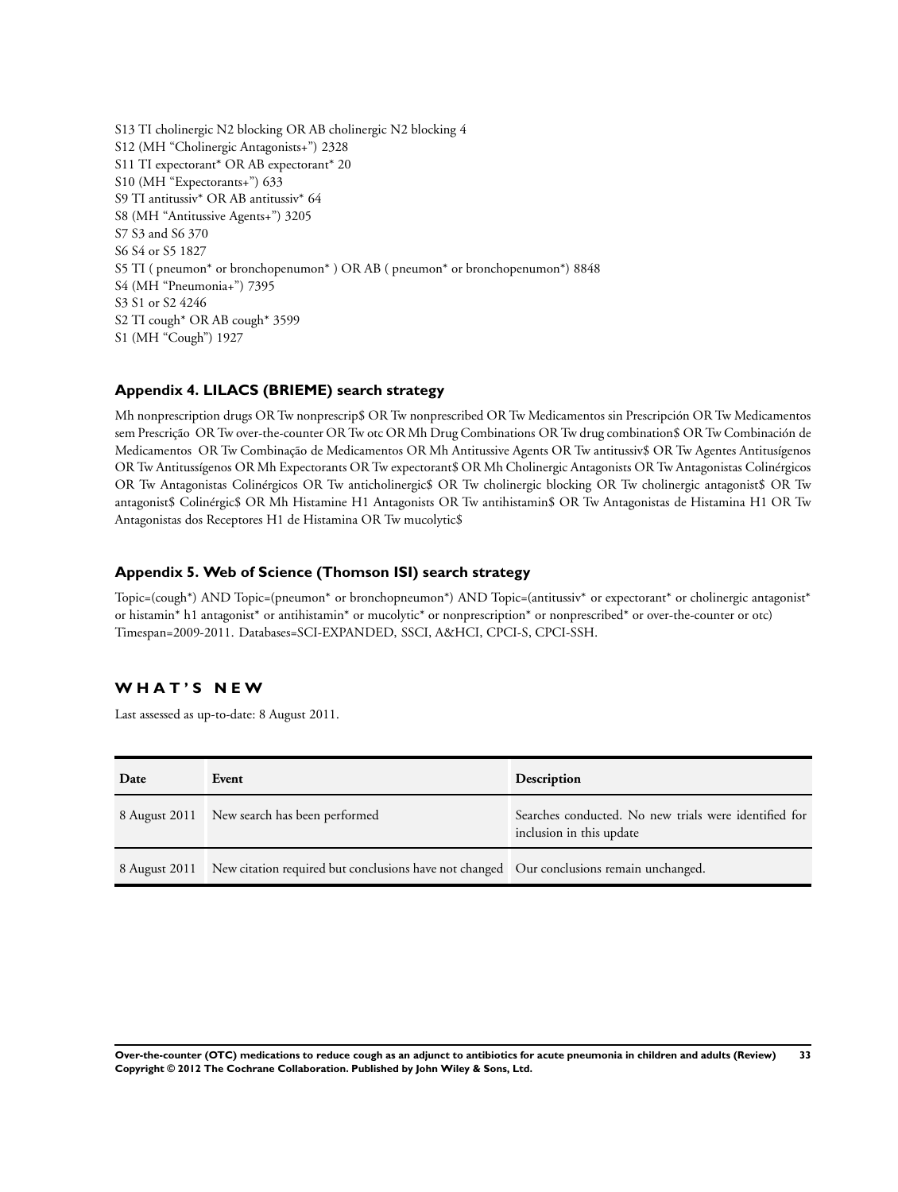S13 TI cholinergic N2 blocking OR AB cholinergic N2 blocking 4
S12 (MH "Cholinergic Antagonists+") 2328
S11 TI expectorant* OR AB expectorant* 20
S10 (MH "Expectorants+") 633
S9 TI antitussiv* OR AB antitussiv* 64
S8 (MH "Antitussive Agents+") 3205
S7 S3 and S6 370
S6 S4 or S5 1827
S5 TI ( pneumon* or bronchopenumon* ) OR AB ( pneumon* or bronchopenumon*) 8848
S4 (MH "Pneumonia+") 7395
S3 S1 or S2 4246
S2 TI cough* OR AB cough* 3599
S1 (MH "Cough") 1927

### Appendix 4. LILACS (BRIEME) search strategy

Mh nonprescription drugs OR Tw nonprescrip$ OR Tw nonprescribed OR Tw Medicamentos sin Prescripción OR Tw Medicamentos sem Prescrição OR Tw over-the-counter OR Tw otc OR Mh Drug Combinations OR Tw drug combination$ OR Tw Combinación de Medicamentos OR Tw Combinação de Medicamentos OR Mh Antitussive Agents OR Tw antitussiv$ OR Tw Agentes Antitusígenos OR Tw Antitussígenos OR Mh Expectorants OR Tw expectorant$ OR Mh Cholinergic Antagonists OR Tw Antagonistas Colinérgicos OR Tw Antagonistas Colinérgicos OR Tw anticholinergic$ OR Tw cholinergic blocking OR Tw cholinergic antagonist$ OR Tw antagonist$ Colinérgic$ OR Mh Histamine H1 Antagonists OR Tw antihistamin$ OR Tw Antagonistas de Histamina H1 OR Tw Antagonistas dos Receptores H1 de Histamina OR Tw mucolytic$

### Appendix 5. Web of Science (Thomson ISI) search strategy

Topic=(cough*) AND Topic=(pneumon* or bronchopneumon*) AND Topic=(antitussiv* or expectorant* or cholinergic antagonist* or histamin* h1 antagonist* or antihistamin* or mucolytic* or nonprescription* or nonprescribed* or over-the-counter or otc) Timespan=2009-2011. Databases=SCI-EXPANDED, SSCI, A&HCI, CPCI-S, CPCI-SSH.

## WHAT'S NEW

Last assessed as up-to-date: 8 August 2011.

| Date | Event | Description |
|---|---|---|
| 8 August 2011 | New search has been performed | Searches conducted. No new trials were identified for inclusion in this update |
| 8 August 2011 | New citation required but conclusions have not changed | Our conclusions remain unchanged. |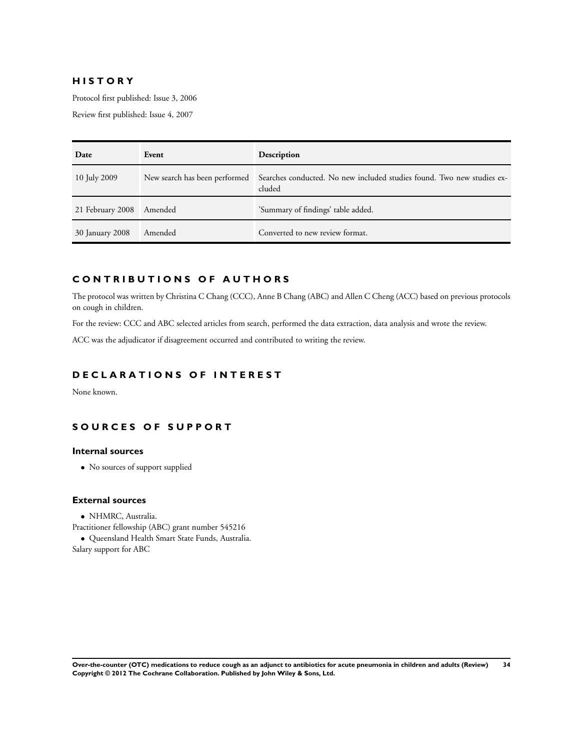# HISTORY

Protocol first published: Issue 3, 2006

Review first published: Issue 4, 2007

| Date | Event | Description |
| --- | --- | --- |
| 10 July 2009 | New search has been performed | Searches conducted. No new included studies found. Two new studies excluded |
| 21 February 2008 | Amended | 'Summary of findings' table added. |
| 30 January 2008 | Amended | Converted to new review format. |

# CONTRIBUTIONS OF AUTHORS

The protocol was written by Christina C Chang (CCC), Anne B Chang (ABC) and Allen C Cheng (ACC) based on previous protocols on cough in children.

For the review: CCC and ABC selected articles from search, performed the data extraction, data analysis and wrote the review.

ACC was the adjudicator if disagreement occurred and contributed to writing the review.

# DECLARATIONS OF INTEREST

None known.

# SOURCES OF SUPPORT

### Internal sources

- No sources of support supplied

### External sources

- NHMRC, Australia.

Practitioner fellowship (ABC) grant number 545216

- Queensland Health Smart State Funds, Australia.

Salary support for ABC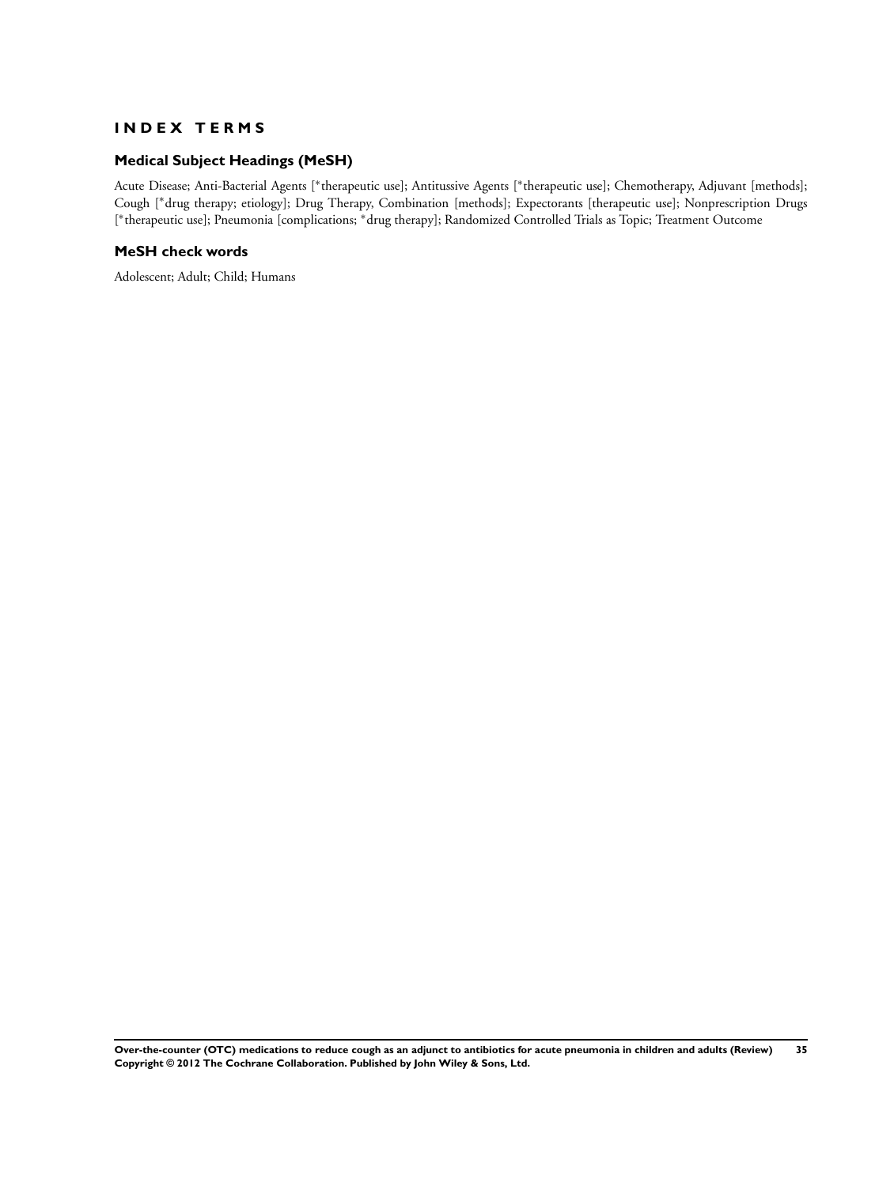## INDEX TERMS

### Medical Subject Headings (MeSH)

Acute Disease; Anti-Bacterial Agents [*therapeutic use]; Antitussive Agents [*therapeutic use]; Chemotherapy, Adjuvant [methods]; Cough [*drug therapy; etiology]; Drug Therapy, Combination [methods]; Expectorants [therapeutic use]; Nonprescription Drugs [*therapeutic use]; Pneumonia [complications; *drug therapy]; Randomized Controlled Trials as Topic; Treatment Outcome

### MeSH check words

Adolescent; Adult; Child; Humans